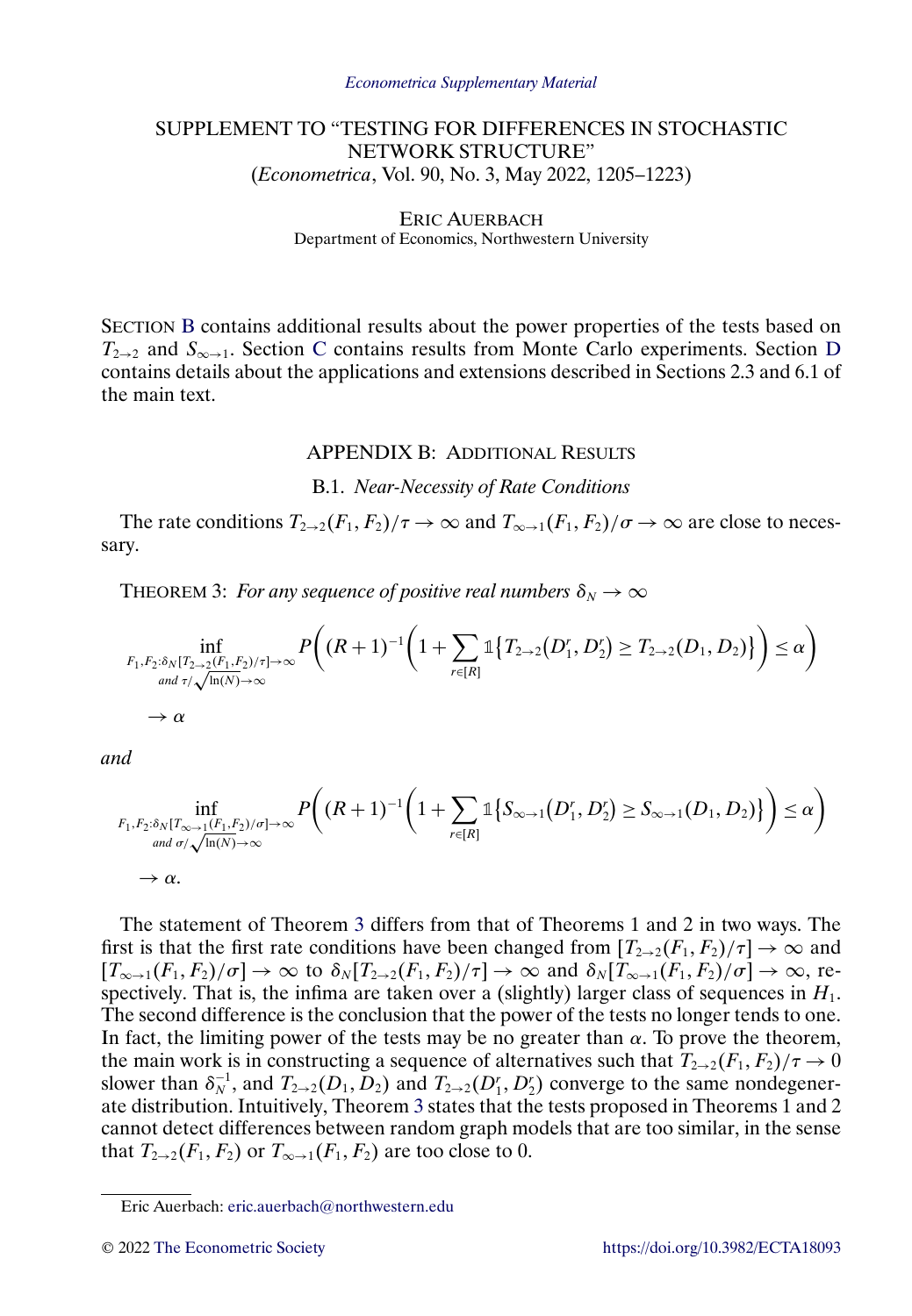# SUPPLEMENT TO "TESTING FOR DIFFERENCES IN STOCHASTIC NETWORK STRUCTURE"

(*Econometrica*, Vol. 90, No. 3, May 2022, 1205–1223)

ERIC AUERBACH
Department of Economics, Northwestern University

SECTION B contains additional results about the power properties of the tests based on $T_{2\to 2}$ and $S_{\infty\to 1}$. Section C contains results from Monte Carlo experiments. Section D contains details about the applications and extensions described in Sections 2.3 and 6.1 of the main text.

## APPENDIX B: ADDITIONAL RESULTS

### B.1. *Near-Necessity of Rate Conditions*

The rate conditions $T_{2\to 2}(F_1, F_2)/\tau \to \infty$ and $T_{\infty\to 1}(F_1, F_2)/\sigma \to \infty$ are close to necessary.

THEOREM 3: *For any sequence of positive real numbers $\delta_N \to \infty$*

$$\inf_{\substack{F_1, F_2 : \delta_N [T_{2\to 2}(F_1, F_2)/\tau] \to \infty \\ \text{and } \tau/\sqrt{\ln(N)} \to \infty}} P\left( (R+1)^{-1} \left( 1 + \sum_{r \in [R]} \mathbb{1}\left\{ T_{2\to 2}\left(D_1^r, D_2^r\right) \geq T_{2\to 2}(D_1, D_2) \right\} \right) \leq \alpha \right) \to \alpha$$

*and*

$$\inf_{\substack{F_1, F_2 : \delta_N [T_{\infty\to 1}(F_1, F_2)/\sigma] \to \infty \\ \text{and } \sigma/\sqrt{\ln(N)} \to \infty}} P\left( (R+1)^{-1} \left( 1 + \sum_{r \in [R]} \mathbb{1}\left\{ S_{\infty\to 1}\left(D_1^r, D_2^r\right) \geq S_{\infty\to 1}(D_1, D_2) \right\} \right) \leq \alpha \right) \to \alpha.$$

The statement of Theorem 3 differs from that of Theorems 1 and 2 in two ways. The first is that the first rate conditions have been changed from $[T_{2\to 2}(F_1, F_2)/\tau] \to \infty$ and $[T_{\infty\to 1}(F_1, F_2)/\sigma] \to \infty$ to $\delta_N [T_{2\to 2}(F_1, F_2)/\tau] \to \infty$ and $\delta_N [T_{\infty\to 1}(F_1, F_2)/\sigma] \to \infty$, respectively. That is, the infima are taken over a (slightly) larger class of sequences in $H_1$. The second difference is the conclusion that the power of the tests no longer tends to one. In fact, the limiting power of the tests may be no greater than $\alpha$. To prove the theorem, the main work is in constructing a sequence of alternatives such that $T_{2\to 2}(F_1, F_2)/\tau \to 0$ slower than $\delta_N^{-1}$, and $T_{2\to 2}(D_1, D_2)$ and $T_{2\to 2}(D_1^r, D_2^r)$ converge to the same nondegenerate distribution. Intuitively, Theorem 3 states that the tests proposed in Theorems 1 and 2 cannot detect differences between random graph models that are too similar, in the sense that $T_{2\to 2}(F_1, F_2)$ or $T_{\infty\to 1}(F_1, F_2)$ are too close to 0.

Eric Auerbach: eric.auerbach@northwestern.edu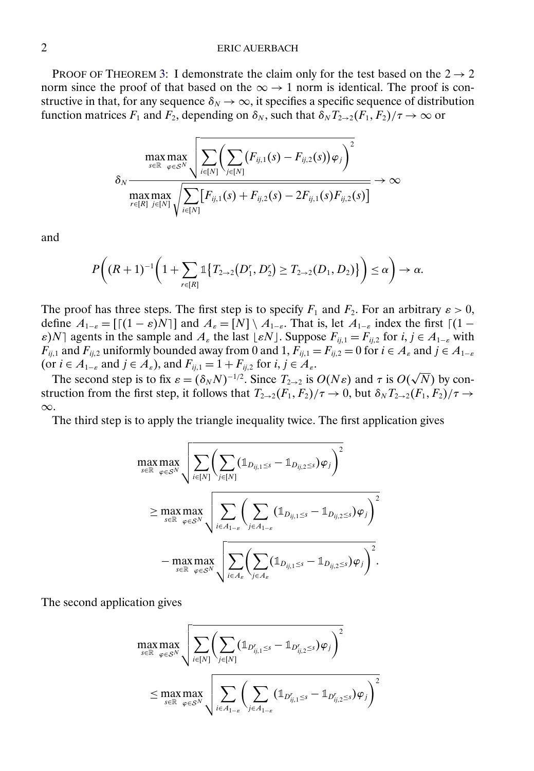PROOF OF THEOREM 3: I demonstrate the claim only for the test based on the $2 \to 2$ norm since the proof of that based on the $\infty \to 1$ norm is identical. The proof is constructive in that, for any sequence $\delta_N \to \infty$, it specifies a specific sequence of distribution function matrices $F_1$ and $F_2$, depending on $\delta_N$, such that $\delta_N T_{2\to 2}(F_1, F_2)/\tau \to \infty$ or

$$
\delta_N \frac{\max_{s\in\mathbb{R}} \max_{\varphi\in\mathcal{S}^N} \sqrt{\sum_{i\in[N]}\Big(\sum_{j\in[N]}\big(F_{ij,1}(s)-F_{ij,2}(s)\big)\varphi_j\Big)^2}}{\max_{r\in[R]} \max_{j\in[N]} \sqrt{\sum_{i\in[N]}\big[F_{ij,1}(s)+F_{ij,2}(s)-2F_{ij,1}(s)F_{ij,2}(s)\big]}} \to \infty
$$

and

$$
P\bigg((R+1)^{-1}\bigg(1+\sum_{r\in[R]}\mathbb{1}\big\{T_{2\to 2}\big(D_1^r, D_2^r\big)\geq T_{2\to 2}(D_1, D_2)\big\}\bigg)\leq \alpha\bigg)\to \alpha.
$$

The proof has three steps. The first step is to specify $F_1$ and $F_2$. For an arbitrary $\varepsilon > 0$, define $A_{1-\varepsilon} = [\lceil(1-\varepsilon)N\rceil]$ and $A_\varepsilon = [N]\setminus A_{1-\varepsilon}$. That is, let $A_{1-\varepsilon}$ index the first $\lceil(1-\varepsilon)N\rceil$ agents in the sample and $A_\varepsilon$ the last $\lfloor\varepsilon N\rfloor$. Suppose $F_{ij,1} = F_{ij,2}$ for $i, j \in A_{1-\varepsilon}$ with $F_{ij,1}$ and $F_{ij,2}$ uniformly bounded away from 0 and 1, $F_{ij,1} = F_{ij,2} = 0$ for $i \in A_\varepsilon$ and $j \in A_{1-\varepsilon}$ (or $i \in A_{1-\varepsilon}$ and $j \in A_\varepsilon$), and $F_{ij,1} = 1 + F_{ij,2}$ for $i, j \in A_\varepsilon$.

The second step is to fix $\varepsilon = (\delta_N N)^{-1/2}$. Since $T_{2\to 2}$ is $O(N\varepsilon)$ and $\tau$ is $O(\sqrt{N})$ by construction from the first step, it follows that $T_{2\to 2}(F_1, F_2)/\tau \to 0$, but $\delta_N T_{2\to 2}(F_1, F_2)/\tau \to \infty$.

The third step is to apply the triangle inequality twice. The first application gives

$$
\begin{aligned}
&\max_{s\in\mathbb{R}} \max_{\varphi\in\mathcal{S}^N} \sqrt{\sum_{i\in[N]}\Big(\sum_{j\in[N]}(\mathbb{1}_{D_{ij,1}\leq s}-\mathbb{1}_{D_{ij,2}\leq s})\varphi_j\Big)^2} \\
&\quad\geq \max_{s\in\mathbb{R}} \max_{\varphi\in\mathcal{S}^N} \sqrt{\sum_{i\in A_{1-\varepsilon}}\bigg(\sum_{j\in A_{1-\varepsilon}}(\mathbb{1}_{D_{ij,1}\leq s}-\mathbb{1}_{D_{ij,2}\leq s})\varphi_j\bigg)^2} \\
&\quad\quad - \max_{s\in\mathbb{R}} \max_{\varphi\in\mathcal{S}^N} \sqrt{\sum_{i\in A_\varepsilon}\Big(\sum_{j\in A_\varepsilon}(\mathbb{1}_{D_{ij,1}\leq s}-\mathbb{1}_{D_{ij,2}\leq s})\varphi_j\Big)^2}.
\end{aligned}
$$

The second application gives

$$
\begin{aligned}
&\max_{s\in\mathbb{R}} \max_{\varphi\in\mathcal{S}^N} \sqrt{\sum_{i\in[N]}\Big(\sum_{j\in[N]}(\mathbb{1}_{D^r_{ij,1}\leq s}-\mathbb{1}_{D^r_{ij,2}\leq s})\varphi_j\Big)^2} \\
&\quad\leq \max_{s\in\mathbb{R}} \max_{\varphi\in\mathcal{S}^N} \sqrt{\sum_{i\in A_{1-\varepsilon}}\bigg(\sum_{j\in A_{1-\varepsilon}}(\mathbb{1}_{D^r_{ij,1}\leq s}-\mathbb{1}_{D^r_{ij,2}\leq s})\varphi_j\bigg)^2}
\end{aligned}
$$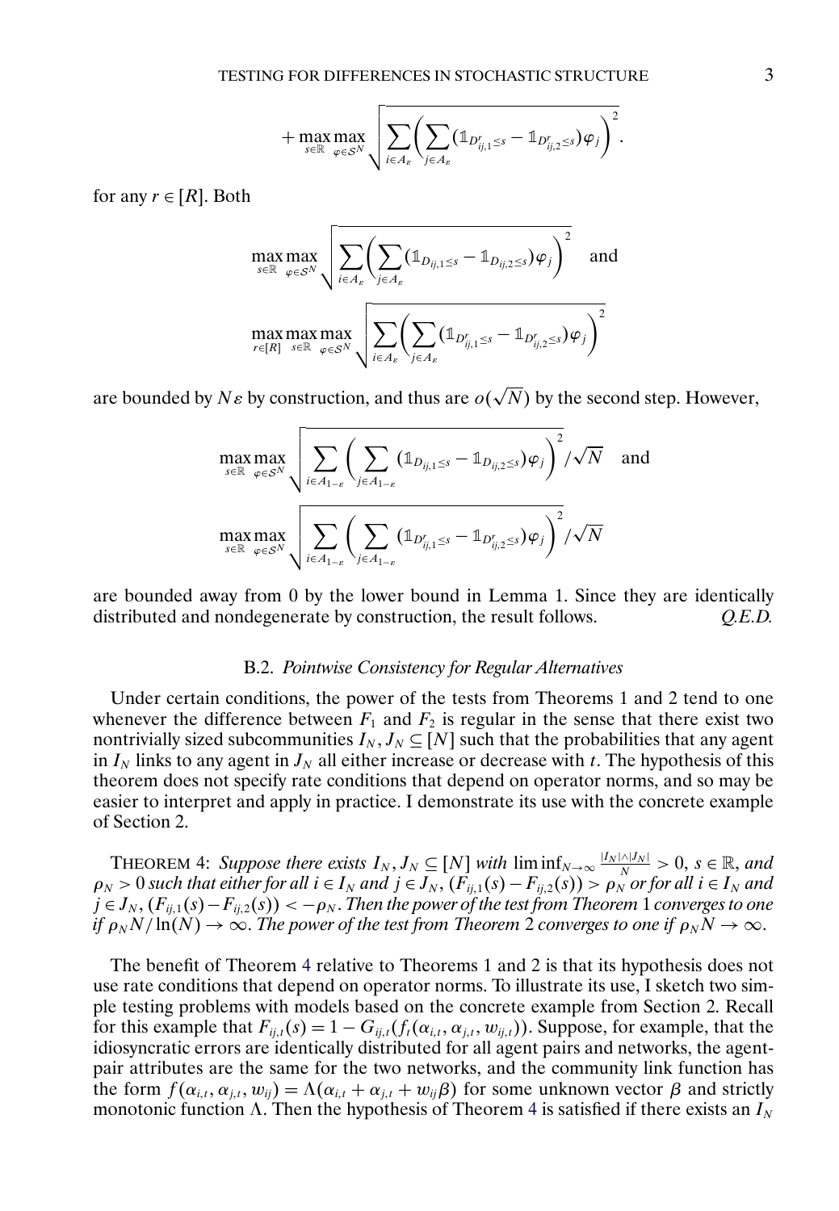$$+ \max_{s \in \mathbb{R}} \max_{\varphi \in \mathcal{S}^N} \sqrt{\sum_{i \in A_\varepsilon} \bigg( \sum_{j \in A_\varepsilon} (\mathbb{1}_{D^r_{ij,1} \leq s} - \mathbb{1}_{D^r_{ij,2} \leq s}) \varphi_j \bigg)^2}.$$

for any $r \in [R]$. Both

$$\max_{s \in \mathbb{R}} \max_{\varphi \in \mathcal{S}^N} \sqrt{\sum_{i \in A_\varepsilon} \bigg( \sum_{j \in A_\varepsilon} (\mathbb{1}_{D_{ij,1} \leq s} - \mathbb{1}_{D_{ij,2} \leq s}) \varphi_j \bigg)^2} \quad \text{and}$$

$$\max_{r \in [R]} \max_{s \in \mathbb{R}} \max_{\varphi \in \mathcal{S}^N} \sqrt{\sum_{i \in A_\varepsilon} \bigg( \sum_{j \in A_\varepsilon} (\mathbb{1}_{D^r_{ij,1} \leq s} - \mathbb{1}_{D^r_{ij,2} \leq s}) \varphi_j \bigg)^2}$$

are bounded by $N\varepsilon$ by construction, and thus are $o(\sqrt{N})$ by the second step. However,

$$\max_{s \in \mathbb{R}} \max_{\varphi \in \mathcal{S}^N} \sqrt{\sum_{i \in A_{1-\varepsilon}} \bigg( \sum_{j \in A_{1-\varepsilon}} (\mathbb{1}_{D_{ij,1} \leq s} - \mathbb{1}_{D_{ij,2} \leq s}) \varphi_j \bigg)^2} / \sqrt{N} \quad \text{and}$$

$$\max_{s \in \mathbb{R}} \max_{\varphi \in \mathcal{S}^N} \sqrt{\sum_{i \in A_{1-\varepsilon}} \bigg( \sum_{j \in A_{1-\varepsilon}} (\mathbb{1}_{D^r_{ij,1} \leq s} - \mathbb{1}_{D^r_{ij,2} \leq s}) \varphi_j \bigg)^2} / \sqrt{N}$$

are bounded away from 0 by the lower bound in Lemma 1. Since they are identically distributed and nondegenerate by construction, the result follows. *Q.E.D.*

### B.2. *Pointwise Consistency for Regular Alternatives*

Under certain conditions, the power of the tests from Theorems 1 and 2 tend to one whenever the difference between $F_1$ and $F_2$ is regular in the sense that there exist two nontrivially sized subcommunities $I_N, J_N \subseteq [N]$ such that the probabilities that any agent in $I_N$ links to any agent in $J_N$ all either increase or decrease with $t$. The hypothesis of this theorem does not specify rate conditions that depend on operator norms, and so may be easier to interpret and apply in practice. I demonstrate its use with the concrete example of Section 2.

THEOREM 4: *Suppose there exists $I_N, J_N \subseteq [N]$ with $\liminf_{N \to \infty} \frac{|I_N| \wedge |J_N|}{N} > 0$, $s \in \mathbb{R}$, and $\rho_N > 0$ such that either for all $i \in I_N$ and $j \in J_N$, $(F_{ij,1}(s) - F_{ij,2}(s)) > \rho_N$ or for all $i \in I_N$ and $j \in J_N$, $(F_{ij,1}(s) - F_{ij,2}(s)) < -\rho_N$. Then the power of the test from Theorem 1 converges to one if $\rho_N N / \ln(N) \to \infty$. The power of the test from Theorem 2 converges to one if $\rho_N N \to \infty$.*

The benefit of Theorem 4 relative to Theorems 1 and 2 is that its hypothesis does not use rate conditions that depend on operator norms. To illustrate its use, I sketch two simple testing problems with models based on the concrete example from Section 2. Recall for this example that $F_{ij,t}(s) = 1 - G_{ij,t}(f_t(\alpha_{i,t}, \alpha_{j,t}, w_{ij,t}))$. Suppose, for example, that the idiosyncratic errors are identically distributed for all agent pairs and networks, the agent-pair attributes are the same for the two networks, and the community link function has the form $f(\alpha_{i,t}, \alpha_{j,t}, w_{ij}) = \Lambda(\alpha_{i,t} + \alpha_{j,t} + w_{ij}\beta)$ for some unknown vector $\beta$ and strictly monotonic function $\Lambda$. Then the hypothesis of Theorem 4 is satisfied if there exists an $I_N$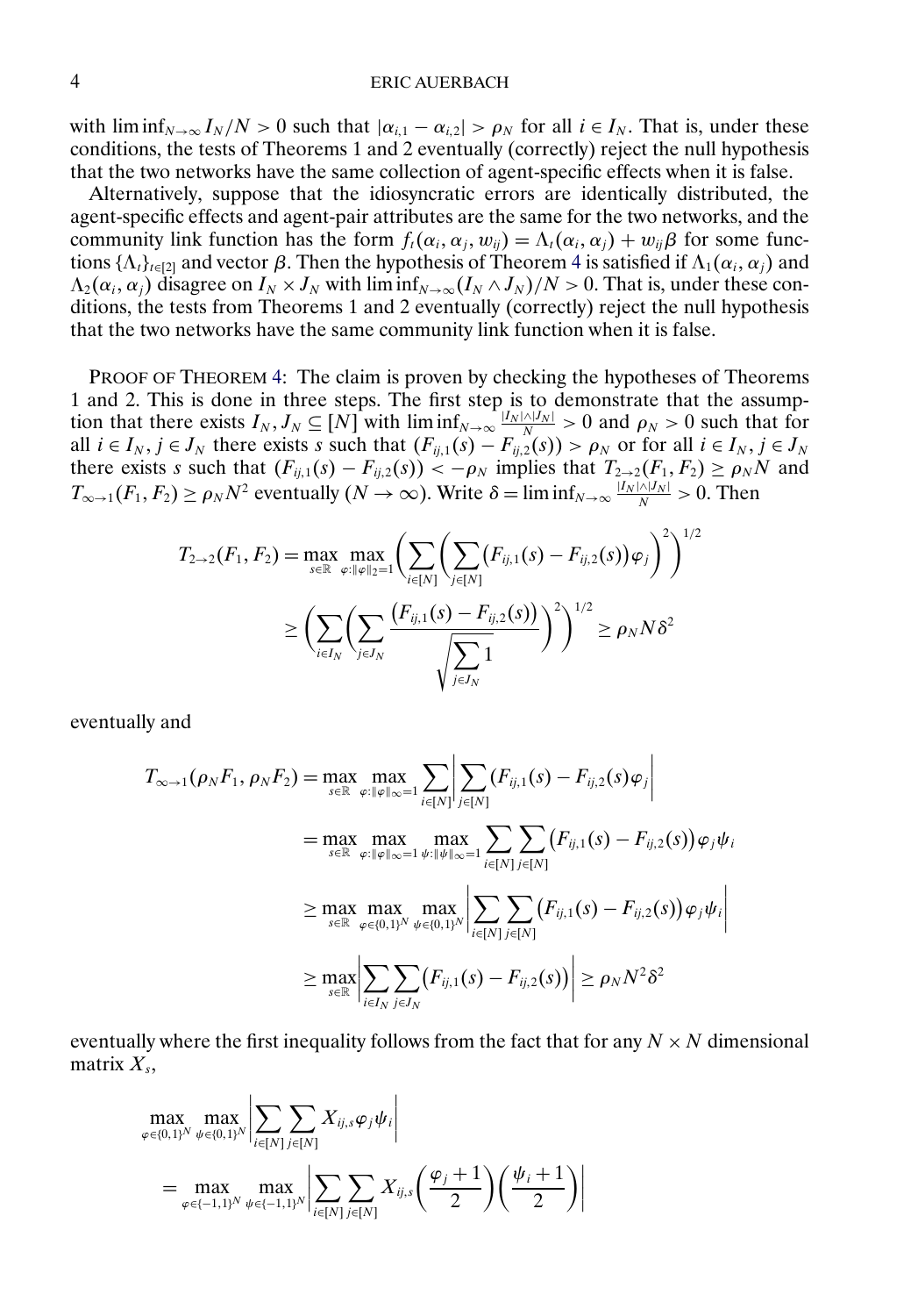with $\liminf_{N\to\infty} I_N/N > 0$ such that $|\alpha_{i,1} - \alpha_{i,2}| > \rho_N$ for all $i \in I_N$. That is, under these conditions, the tests of Theorems 1 and 2 eventually (correctly) reject the null hypothesis that the two networks have the same collection of agent-specific effects when it is false.

Alternatively, suppose that the idiosyncratic errors are identically distributed, the agent-specific effects and agent-pair attributes are the same for the two networks, and the community link function has the form $f_t(\alpha_i, \alpha_j, w_{ij}) = \Lambda_t(\alpha_i, \alpha_j) + w_{ij}\beta$ for some functions $\{\Lambda_t\}_{t\in[2]}$ and vector $\beta$. Then the hypothesis of Theorem 4 is satisfied if $\Lambda_1(\alpha_i, \alpha_j)$ and $\Lambda_2(\alpha_i, \alpha_j)$ disagree on $I_N \times J_N$ with $\liminf_{N\to\infty}(I_N \wedge J_N)/N > 0$. That is, under these conditions, the tests from Theorems 1 and 2 eventually (correctly) reject the null hypothesis that the two networks have the same community link function when it is false.

PROOF OF THEOREM 4: The claim is proven by checking the hypotheses of Theorems 1 and 2. This is done in three steps. The first step is to demonstrate that the assumption that there exists $I_N, J_N \subseteq [N]$ with $\liminf_{N\to\infty} \frac{|I_N|\wedge|J_N|}{N} > 0$ and $\rho_N > 0$ such that for all $i \in I_N$, $j \in J_N$ there exists $s$ such that $(F_{ij,1}(s) - F_{ij,2}(s)) > \rho_N$ or for all $i \in I_N$, $j \in J_N$ there exists $s$ such that $(F_{ij,1}(s) - F_{ij,2}(s)) < -\rho_N$ implies that $T_{2\to 2}(F_1, F_2) \geq \rho_N N$ and $T_{\infty\to 1}(F_1, F_2) \geq \rho_N N^2$ eventually ($N \to \infty$). Write $\delta = \liminf_{N\to\infty} \frac{|I_N|\wedge|J_N|}{N} > 0$. Then

$$T_{2\to 2}(F_1, F_2) = \max_{s\in\mathbb{R}} \max_{\varphi:\|\varphi\|_2=1} \left( \sum_{i\in[N]} \left( \sum_{j\in[N]} \big(F_{ij,1}(s) - F_{ij,2}(s)\big)\varphi_j \right)^2 \right)^{1/2}$$

$$\geq \left( \sum_{i\in I_N} \left( \sum_{j\in J_N} \frac{\big(F_{ij,1}(s) - F_{ij,2}(s)\big)}{\sqrt{\sum_{j\in J_N} 1}} \right)^2 \right)^{1/2} \geq \rho_N N \delta^2$$

eventually and

$$\begin{aligned}
T_{\infty\to 1}(\rho_N F_1, \rho_N F_2) &= \max_{s\in\mathbb{R}} \max_{\varphi:\|\varphi\|_\infty=1} \sum_{i\in[N]} \left| \sum_{j\in[N]} (F_{ij,1}(s) - F_{ij,2}(s)\varphi_j \right| \\
&= \max_{s\in\mathbb{R}} \max_{\varphi:\|\varphi\|_\infty=1} \max_{\psi:\|\psi\|_\infty=1} \sum_{i\in[N]} \sum_{j\in[N]} \big(F_{ij,1}(s) - F_{ij,2}(s)\big)\varphi_j \psi_i \\
&\geq \max_{s\in\mathbb{R}} \max_{\varphi\in\{0,1\}^N} \max_{\psi\in\{0,1\}^N} \left| \sum_{i\in[N]} \sum_{j\in[N]} \big(F_{ij,1}(s) - F_{ij,2}(s)\big)\varphi_j \psi_i \right| \\
&\geq \max_{s\in\mathbb{R}} \left| \sum_{i\in I_N} \sum_{j\in J_N} \big(F_{ij,1}(s) - F_{ij,2}(s)\big) \right| \geq \rho_N N^2 \delta^2
\end{aligned}$$

eventually where the first inequality follows from the fact that for any $N \times N$ dimensional matrix $X_s$,

$$\begin{aligned}
&\max_{\varphi\in\{0,1\}^N} \max_{\psi\in\{0,1\}^N} \left| \sum_{i\in[N]} \sum_{j\in[N]} X_{ij,s} \varphi_j \psi_i \right| \\
&= \max_{\varphi\in\{-1,1\}^N} \max_{\psi\in\{-1,1\}^N} \left| \sum_{i\in[N]} \sum_{j\in[N]} X_{ij,s} \left( \frac{\varphi_j + 1}{2} \right) \left( \frac{\psi_i + 1}{2} \right) \right|
\end{aligned}$$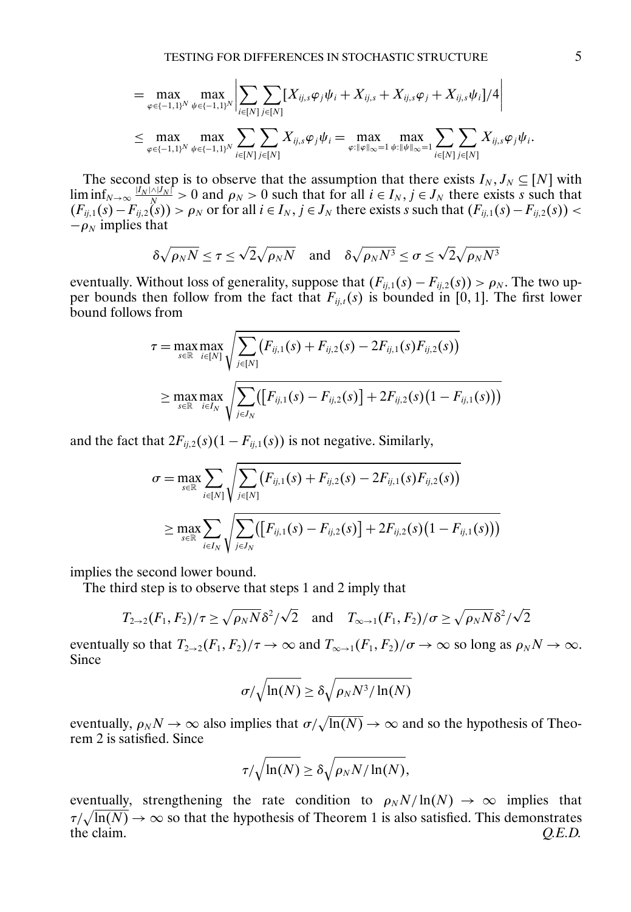$$
= \max_{\varphi \in \{-1,1\}^N} \max_{\psi \in \{-1,1\}^N} \left| \sum_{i \in [N]} \sum_{j \in [N]} [X_{ij,s}\varphi_j \psi_i + X_{ij,s} + X_{ij,s}\varphi_j + X_{ij,s}\psi_i]/4 \right|
$$

$$
\leq \max_{\varphi \in \{-1,1\}^N} \max_{\psi \in \{-1,1\}^N} \sum_{i \in [N]} \sum_{j \in [N]} X_{ij,s}\varphi_j \psi_i = \max_{\varphi : \|\varphi\|_\infty = 1} \max_{\psi : \|\psi\|_\infty = 1} \sum_{i \in [N]} \sum_{j \in [N]} X_{ij,s}\varphi_j \psi_i.
$$

The second step is to observe that the assumption that there exists $I_N, J_N \subseteq [N]$ with $\liminf_{N\to\infty} \frac{|I_N| \wedge |J_N|}{N} > 0$ and $\rho_N > 0$ such that for all $i \in I_N$, $j \in J_N$ there exists $s$ such that $(F_{ij,1}(s) - F_{ij,2}(s)) > \rho_N$ or for all $i \in I_N$, $j \in J_N$ there exists $s$ such that $(F_{ij,1}(s) - F_{ij,2}(s)) < -\rho_N$ implies that

$$
\delta\sqrt{\rho_N N} \leq \tau \leq \sqrt{2}\sqrt{\rho_N N} \quad \text{and} \quad \delta\sqrt{\rho_N N^3} \leq \sigma \leq \sqrt{2}\sqrt{\rho_N N^3}
$$

eventually. Without loss of generality, suppose that $(F_{ij,1}(s) - F_{ij,2}(s)) > \rho_N$. The two upper bounds then follow from the fact that $F_{ij,t}(s)$ is bounded in $[0, 1]$. The first lower bound follows from

$$
\tau = \max_{s\in\mathbb{R}} \max_{i\in[N]} \sqrt{\sum_{j\in[N]} \left(F_{ij,1}(s) + F_{ij,2}(s) - 2F_{ij,1}(s)F_{ij,2}(s)\right)}
$$

$$
\geq \max_{s\in\mathbb{R}} \max_{i\in I_N} \sqrt{\sum_{j\in J_N} \left(\left[F_{ij,1}(s) - F_{ij,2}(s)\right] + 2F_{ij,2}(s)\left(1 - F_{ij,1}(s)\right)\right)}
$$

and the fact that $2F_{ij,2}(s)(1 - F_{ij,1}(s))$ is not negative. Similarly,

$$
\sigma = \max_{s\in\mathbb{R}} \sum_{i\in[N]} \sqrt{\sum_{j\in[N]} \left(F_{ij,1}(s) + F_{ij,2}(s) - 2F_{ij,1}(s)F_{ij,2}(s)\right)}
$$

$$
\geq \max_{s\in\mathbb{R}} \sum_{i\in I_N} \sqrt{\sum_{j\in J_N} \left(\left[F_{ij,1}(s) - F_{ij,2}(s)\right] + 2F_{ij,2}(s)\left(1 - F_{ij,1}(s)\right)\right)}
$$

implies the second lower bound.

The third step is to observe that steps 1 and 2 imply that

$$
T_{2\to2}(F_1, F_2)/\tau \geq \sqrt{\rho_N N}\delta^2/\sqrt{2} \quad \text{and} \quad T_{\infty\to1}(F_1, F_2)/\sigma \geq \sqrt{\rho_N N}\delta^2/\sqrt{2}
$$

eventually so that $T_{2\to2}(F_1, F_2)/\tau \to \infty$ and $T_{\infty\to1}(F_1, F_2)/\sigma \to \infty$ so long as $\rho_N N \to \infty$. Since

$$
\sigma/\sqrt{\ln(N)} \geq \delta\sqrt{\rho_N N^3/\ln(N)}
$$

eventually, $\rho_N N \to \infty$ also implies that $\sigma/\sqrt{\ln(N)} \to \infty$ and so the hypothesis of Theorem 2 is satisfied. Since

$$
\tau/\sqrt{\ln(N)} \geq \delta\sqrt{\rho_N N/\ln(N)},
$$

eventually, strengthening the rate condition to $\rho_N N/\ln(N) \to \infty$ implies that $\tau/\sqrt{\ln(N)} \to \infty$ so that the hypothesis of Theorem 1 is also satisfied. This demonstrates the claim. *Q.E.D.*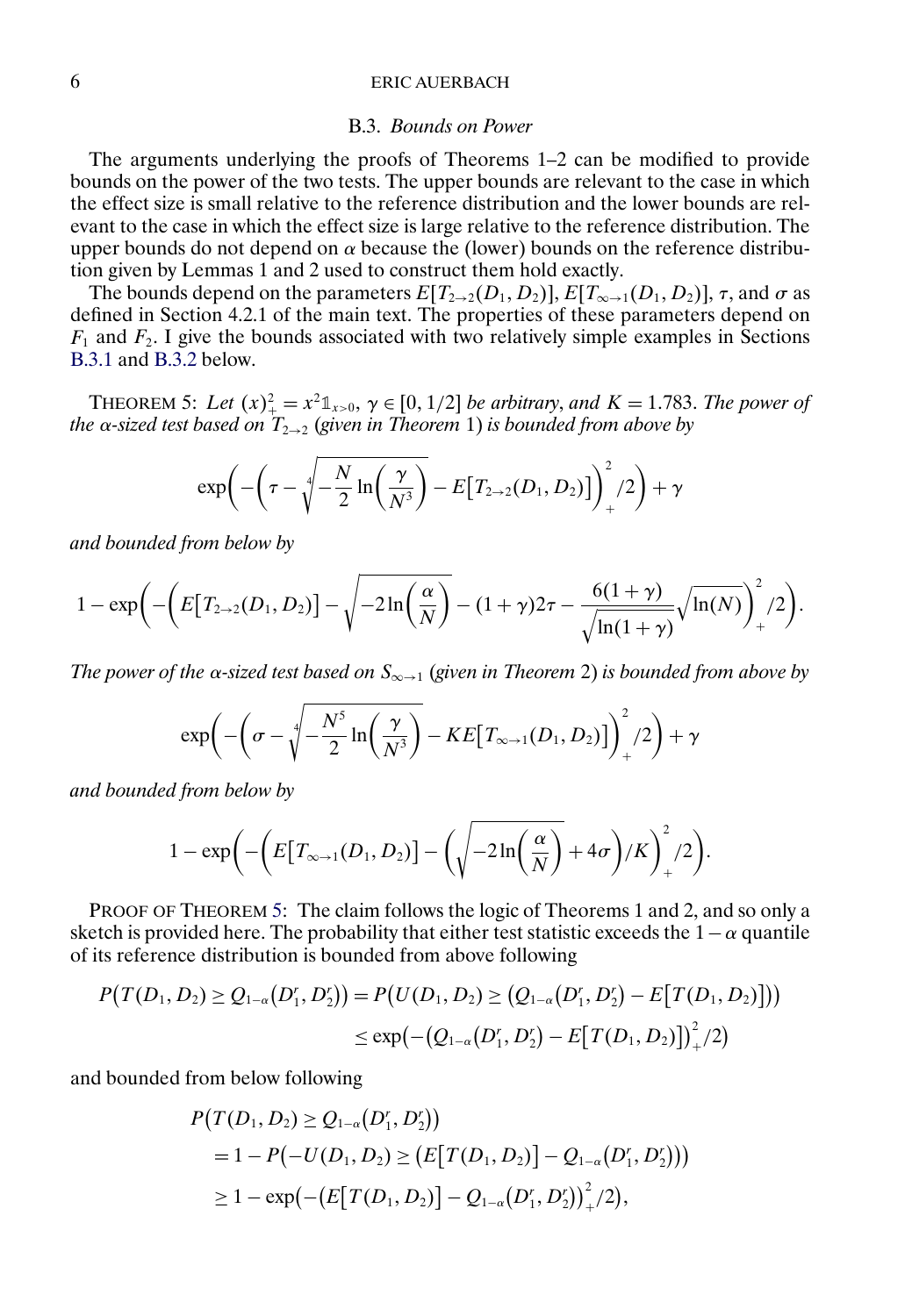### B.3. *Bounds on Power*

The arguments underlying the proofs of Theorems 1–2 can be modified to provide bounds on the power of the two tests. The upper bounds are relevant to the case in which the effect size is small relative to the reference distribution and the lower bounds are relevant to the case in which the effect size is large relative to the reference distribution. The upper bounds do not depend on $\alpha$ because the (lower) bounds on the reference distribution given by Lemmas 1 and 2 used to construct them hold exactly.

The bounds depend on the parameters $E[T_{2\to 2}(D_1, D_2)]$, $E[T_{\infty\to 1}(D_1, D_2)]$, $\tau$, and $\sigma$ as defined in Section 4.2.1 of the main text. The properties of these parameters depend on $F_1$ and $F_2$. I give the bounds associated with two relatively simple examples in Sections B.3.1 and B.3.2 below.

THEOREM 5: *Let* $(x)_+^2 = x^2 \mathbb{1}_{x>0}$, $\gamma \in [0, 1/2]$ *be arbitrary, and* $K = 1.783$. *The power of the* $\alpha$*-sized test based on* $T_{2\to 2}$ (*given in Theorem* 1) *is bounded from above by*

$$\exp\left(-\left(\tau - \sqrt[4]{-\frac{N}{2}\ln\left(\frac{\gamma}{N^3}\right)} - E\left[T_{2\to 2}(D_1, D_2)\right]\right)_+^2 /2\right) + \gamma$$

*and bounded from below by*

$$1 - \exp\left(-\left(E\left[T_{2\to 2}(D_1, D_2)\right] - \sqrt{-2\ln\left(\frac{\alpha}{N}\right)} - (1+\gamma)2\tau - \frac{6(1+\gamma)}{\sqrt{\ln(1+\gamma)}}\sqrt{\ln(N)}\right)_+^2 /2\right).$$

*The power of the* $\alpha$*-sized test based on* $S_{\infty\to 1}$ (*given in Theorem* 2) *is bounded from above by*

$$\exp\left(-\left(\sigma - \sqrt[4]{-\frac{N^5}{2}\ln\left(\frac{\gamma}{N^3}\right)} - KE\left[T_{\infty\to 1}(D_1, D_2)\right]\right)_+^2 /2\right) + \gamma$$

*and bounded from below by*

$$1 - \exp\left(-\left(E\left[T_{\infty\to 1}(D_1, D_2)\right] - \left(\sqrt{-2\ln\left(\frac{\alpha}{N}\right)} + 4\sigma\right)/K\right)_+^2 /2\right).$$

PROOF OF THEOREM 5: The claim follows the logic of Theorems 1 and 2, and so only a sketch is provided here. The probability that either test statistic exceeds the $1-\alpha$ quantile of its reference distribution is bounded from above following

$$\begin{aligned}
P\big(T(D_1, D_2) \geq Q_{1-\alpha}(D_1^r, D_2^r)\big) &= P\big(U(D_1, D_2) \geq \big(Q_{1-\alpha}(D_1^r, D_2^r) - E\big[T(D_1, D_2)\big]\big)\big) \\
&\leq \exp\big(-\big(Q_{1-\alpha}(D_1^r, D_2^r) - E\big[T(D_1, D_2)\big]\big)_+^2 /2\big)
\end{aligned}$$

and bounded from below following

$$\begin{aligned}
&P\big(T(D_1, D_2) \geq Q_{1-\alpha}(D_1^r, D_2^r)\big) \\
&\quad = 1 - P\big(-U(D_1, D_2) \geq \big(E\big[T(D_1, D_2)\big] - Q_{1-\alpha}(D_1^r, D_2^r)\big)\big) \\
&\quad \geq 1 - \exp\big(-\big(E\big[T(D_1, D_2)\big] - Q_{1-\alpha}(D_1^r, D_2^r)\big)_+^2 /2\big),
\end{aligned}$$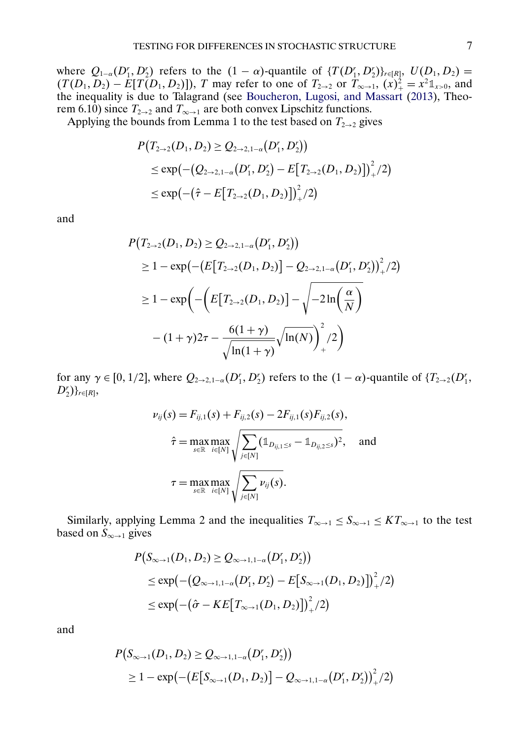where $Q_{1-\alpha}(D_1^r, D_2^r)$ refers to the $(1-\alpha)$-quantile of $\{T(D_1^r, D_2^r)\}_{r\in[R]}$, $U(D_1, D_2) = (T(D_1, D_2) - E[T(D_1, D_2)])$, $T$ may refer to one of $T_{2\to 2}$ or $T_{\infty\to 1}$, $(x)_+^2 = x^2 \mathbb{1}_{x>0}$, and the inequality is due to Talagrand (see Boucheron, Lugosi, and Massart (2013), Theorem 6.10) since $T_{2\to 2}$ and $T_{\infty\to 1}$ are both convex Lipschitz functions.

Applying the bounds from Lemma 1 to the test based on $T_{2\to 2}$ gives

$$
\begin{aligned}
&P\big(T_{2\to 2}(D_1, D_2) \geq Q_{2\to 2,1-\alpha}\big(D_1^r, D_2^r\big)\big) \\
&\quad \leq \exp\big(-\big(Q_{2\to 2,1-\alpha}\big(D_1^r, D_2^r\big) - E\big[T_{2\to 2}(D_1, D_2)\big]\big)_+^2/2\big) \\
&\quad \leq \exp\big(-\big(\hat{\tau} - E\big[T_{2\to 2}(D_1, D_2)\big]\big)_+^2/2\big)
\end{aligned}
$$

and

$$
\begin{aligned}
&P\big(T_{2\to 2}(D_1, D_2) \geq Q_{2\to 2,1-\alpha}\big(D_1^r, D_2^r\big)\big) \\
&\quad \geq 1 - \exp\big(-\big(E\big[T_{2\to 2}(D_1, D_2)\big] - Q_{2\to 2,1-\alpha}\big(D_1^r, D_2^r\big)\big)_+^2/2\big) \\
&\quad \geq 1 - \exp\Bigg(-\Bigg(E\big[T_{2\to 2}(D_1, D_2)\big] - \sqrt{-2\ln\bigg(\frac{\alpha}{N}\bigg)} \\
&\qquad - (1+\gamma)2\tau - \frac{6(1+\gamma)}{\sqrt{\ln(1+\gamma)}}\sqrt{\ln(N)}\Bigg)_+^2/2\Bigg)
\end{aligned}
$$

for any $\gamma \in [0, 1/2]$, where $Q_{2\to 2,1-\alpha}(D_1^r, D_2^r)$ refers to the $(1-\alpha)$-quantile of $\{T_{2\to 2}(D_1^r, D_2^r)\}_{r\in[R]}$,

$$
\begin{aligned}
\nu_{ij}(s) &= F_{ij,1}(s) + F_{ij,2}(s) - 2F_{ij,1}(s)F_{ij,2}(s), \\
\hat{\tau} &= \max_{s\in\mathbb{R}} \max_{i\in[N]} \sqrt{\sum_{j\in[N]} (\mathbb{1}_{D_{ij,1}\leq s} - \mathbb{1}_{D_{ij,2}\leq s})^2}, \quad \text{and} \\
\tau &= \max_{s\in\mathbb{R}} \max_{i\in[N]} \sqrt{\sum_{j\in[N]} \nu_{ij}(s)}.
\end{aligned}
$$

Similarly, applying Lemma 2 and the inequalities $T_{\infty\to 1} \leq S_{\infty\to 1} \leq K T_{\infty\to 1}$ to the test based on $S_{\infty\to 1}$ gives

$$
\begin{aligned}
&P\big(S_{\infty\to 1}(D_1, D_2) \geq Q_{\infty\to 1,1-\alpha}\big(D_1^r, D_2^r\big)\big) \\
&\quad \leq \exp\big(-\big(Q_{\infty\to 1,1-\alpha}\big(D_1^r, D_2^r\big) - E\big[S_{\infty\to 1}(D_1, D_2)\big]\big)_+^2/2\big) \\
&\quad \leq \exp\big(-\big(\hat{\sigma} - KE\big[T_{\infty\to 1}(D_1, D_2)\big]\big)_+^2/2\big)
\end{aligned}
$$

and

$$
\begin{aligned}
&P\big(S_{\infty\to 1}(D_1, D_2) \geq Q_{\infty\to 1,1-\alpha}\big(D_1^r, D_2^r\big)\big) \\
&\quad \geq 1 - \exp\big(-\big(E\big[S_{\infty\to 1}(D_1, D_2)\big] - Q_{\infty\to 1,1-\alpha}\big(D_1^r, D_2^r\big)\big)_+^2/2\big)
\end{aligned}
$$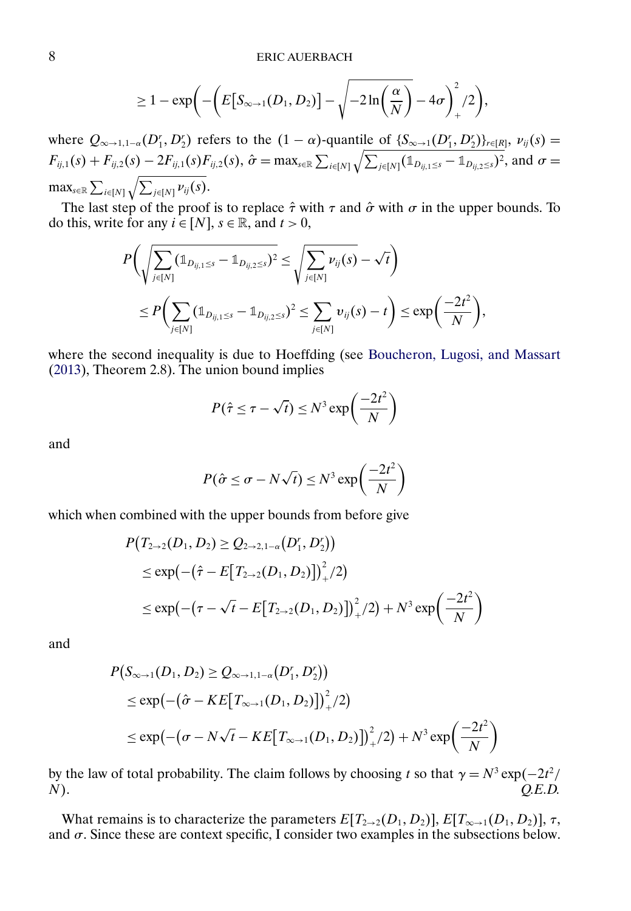$$\geq 1 - \exp\left(-\left(E\left[S_{\infty\to 1}(D_1, D_2)\right] - \sqrt{-2\ln\left(\frac{\alpha}{N}\right)} - 4\sigma\right)_+^2 /2\right),$$

where $Q_{\infty\to 1,1-\alpha}(D_1^r, D_2^r)$ refers to the $(1-\alpha)$-quantile of $\{S_{\infty\to 1}(D_1^r, D_2^r)\}_{r\in[R]}$, $\nu_{ij}(s) = F_{ij,1}(s) + F_{ij,2}(s) - 2F_{ij,1}(s)F_{ij,2}(s)$, $\hat{\sigma} = \max_{s\in\mathbb{R}} \sum_{i\in[N]} \sqrt{\sum_{j\in[N]} (\mathbb{1}_{D_{ij,1}\leq s} - \mathbb{1}_{D_{ij,2}\leq s})^2}$, and $\sigma = \max_{s\in\mathbb{R}} \sum_{i\in[N]} \sqrt{\sum_{j\in[N]} \nu_{ij}(s)}$.

The last step of the proof is to replace $\hat{\tau}$ with $\tau$ and $\hat{\sigma}$ with $\sigma$ in the upper bounds. To do this, write for any $i \in [N]$, $s \in \mathbb{R}$, and $t > 0$,

$$\begin{aligned}
&P\left(\sqrt{\sum_{j\in[N]} (\mathbb{1}_{D_{ij,1}\leq s} - \mathbb{1}_{D_{ij,2}\leq s})^2} \leq \sqrt{\sum_{j\in[N]} \nu_{ij}(s)} - \sqrt{t}\right) \\
&\quad \leq P\left(\sum_{j\in[N]} (\mathbb{1}_{D_{ij,1}\leq s} - \mathbb{1}_{D_{ij,2}\leq s})^2 \leq \sum_{j\in[N]} \upsilon_{ij}(s) - t\right) \leq \exp\left(\frac{-2t^2}{N}\right),
\end{aligned}$$

where the second inequality is due to Hoeffding (see Boucheron, Lugosi, and Massart (2013), Theorem 2.8). The union bound implies

$$P(\hat{\tau} \leq \tau - \sqrt{t}) \leq N^3 \exp\left(\frac{-2t^2}{N}\right)$$

and

$$P(\hat{\sigma} \leq \sigma - N\sqrt{t}) \leq N^3 \exp\left(\frac{-2t^2}{N}\right)$$

which when combined with the upper bounds from before give

$$\begin{aligned}
&P\left(T_{2\to 2}(D_1, D_2) \geq Q_{2\to 2,1-\alpha}\left(D_1^r, D_2^r\right)\right) \\
&\quad \leq \exp\left(-\left(\hat{\tau} - E\left[T_{2\to 2}(D_1, D_2)\right]\right)_+^2 /2\right) \\
&\quad \leq \exp\left(-\left(\tau - \sqrt{t} - E\left[T_{2\to 2}(D_1, D_2)\right]\right)_+^2 /2\right) + N^3 \exp\left(\frac{-2t^2}{N}\right)
\end{aligned}$$

and

$$\begin{aligned}
&P\left(S_{\infty\to 1}(D_1, D_2) \geq Q_{\infty\to 1,1-\alpha}\left(D_1^r, D_2^r\right)\right) \\
&\quad \leq \exp\left(-\left(\hat{\sigma} - KE\left[T_{\infty\to 1}(D_1, D_2)\right]\right)_+^2 /2\right) \\
&\quad \leq \exp\left(-\left(\sigma - N\sqrt{t} - KE\left[T_{\infty\to 1}(D_1, D_2)\right]\right)_+^2 /2\right) + N^3 \exp\left(\frac{-2t^2}{N}\right)
\end{aligned}$$

by the law of total probability. The claim follows by choosing $t$ so that $\gamma = N^3 \exp(-2t^2/N)$. *Q.E.D.*

What remains is to characterize the parameters $E[T_{2\to 2}(D_1, D_2)]$, $E[T_{\infty\to 1}(D_1, D_2)]$, $\tau$, and $\sigma$. Since these are context specific, I consider two examples in the subsections below.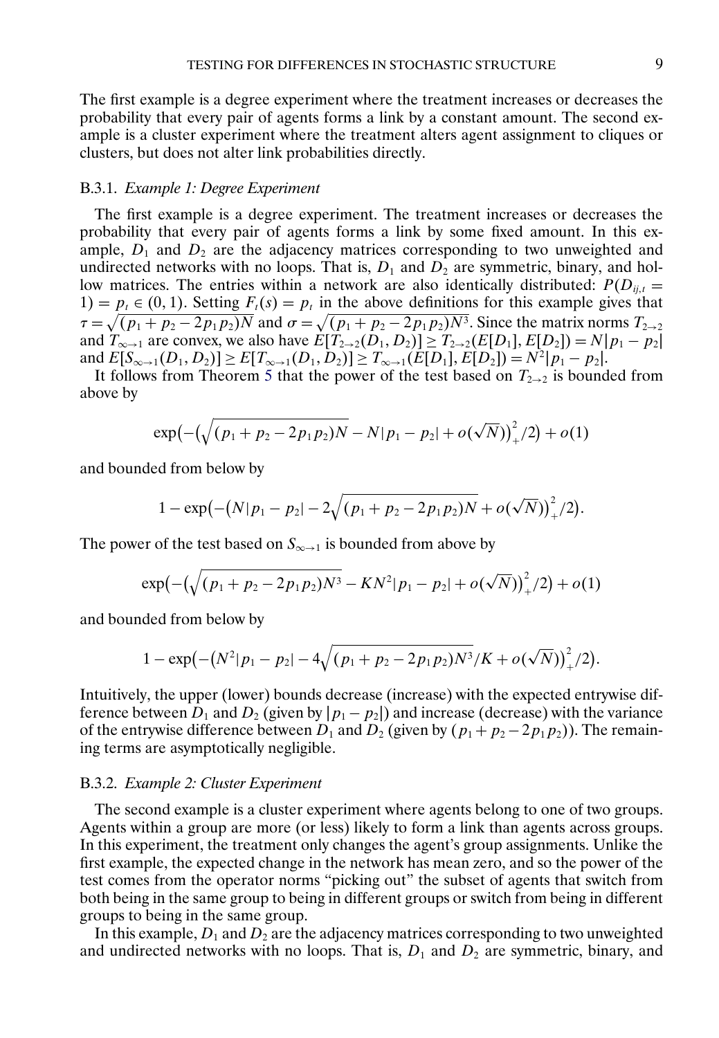The first example is a degree experiment where the treatment increases or decreases the probability that every pair of agents forms a link by a constant amount. The second example is a cluster experiment where the treatment alters agent assignment to cliques or clusters, but does not alter link probabilities directly.

### B.3.1. *Example 1: Degree Experiment*

The first example is a degree experiment. The treatment increases or decreases the probability that every pair of agents forms a link by some fixed amount. In this example, $D_1$ and $D_2$ are the adjacency matrices corresponding to two unweighted and undirected networks with no loops. That is, $D_1$ and $D_2$ are symmetric, binary, and hollow matrices. The entries within a network are also identically distributed: $P(D_{ij,t} = 1) = p_t \in (0, 1)$. Setting $F_t(s) = p_t$ in the above definitions for this example gives that $\tau = \sqrt{(p_1 + p_2 - 2p_1 p_2)N}$ and $\sigma = \sqrt{(p_1 + p_2 - 2p_1 p_2)N^3}$. Since the matrix norms $T_{2\to2}$ and $T_{\infty\to1}$ are convex, we also have $E[T_{2\to2}(D_1, D_2)] \geq T_{2\to2}(E[D_1], E[D_2]) = N|p_1 - p_2|$ and $E[S_{\infty\to1}(D_1, D_2)] \geq E[T_{\infty\to1}(D_1, D_2)] \geq T_{\infty\to1}(E[D_1], E[D_2]) = N^2|p_1 - p_2|$.

It follows from Theorem 5 that the power of the test based on $T_{2\to2}$ is bounded from above by

$$\exp\left(-\left(\sqrt{(p_1 + p_2 - 2p_1 p_2)N} - N|p_1 - p_2| + o(\sqrt{N})\right)_+^2/2\right) + o(1)$$

and bounded from below by

$$1 - \exp\left(-\left(N|p_1 - p_2| - 2\sqrt{(p_1 + p_2 - 2p_1 p_2)N} + o(\sqrt{N})\right)_+^2/2\right).$$

The power of the test based on $S_{\infty\to1}$ is bounded from above by

$$\exp\left(-\left(\sqrt{(p_1 + p_2 - 2p_1 p_2)N^3} - KN^2|p_1 - p_2| + o(\sqrt{N})\right)_+^2/2\right) + o(1)$$

and bounded from below by

$$1 - \exp\left(-\left(N^2|p_1 - p_2| - 4\sqrt{(p_1 + p_2 - 2p_1 p_2)N^3}/K + o(\sqrt{N})\right)_+^2/2\right).$$

Intuitively, the upper (lower) bounds decrease (increase) with the expected entrywise difference between $D_1$ and $D_2$ (given by $|p_1 - p_2|$) and increase (decrease) with the variance of the entrywise difference between $D_1$ and $D_2$ (given by $(p_1 + p_2 - 2p_1 p_2)$). The remaining terms are asymptotically negligible.

### B.3.2. *Example 2: Cluster Experiment*

The second example is a cluster experiment where agents belong to one of two groups. Agents within a group are more (or less) likely to form a link than agents across groups. In this experiment, the treatment only changes the agent's group assignments. Unlike the first example, the expected change in the network has mean zero, and so the power of the test comes from the operator norms "picking out" the subset of agents that switch from both being in the same group to being in different groups or switch from being in different groups to being in the same group.

In this example, $D_1$ and $D_2$ are the adjacency matrices corresponding to two unweighted and undirected networks with no loops. That is, $D_1$ and $D_2$ are symmetric, binary, and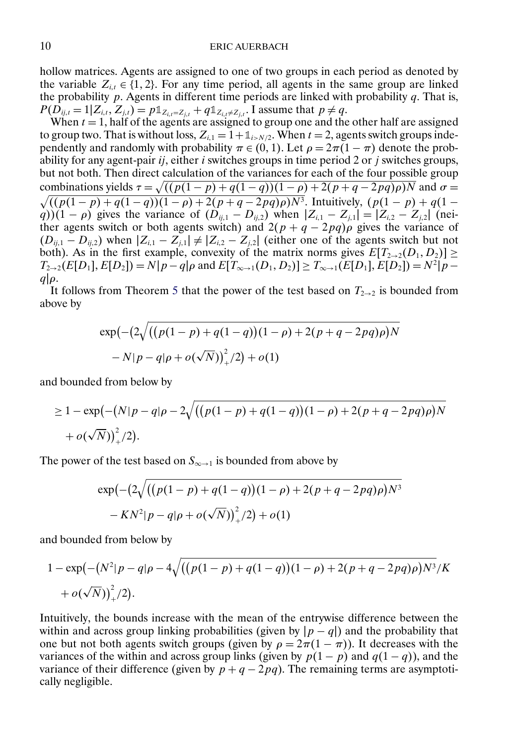hollow matrices. Agents are assigned to one of two groups in each period as denoted by the variable $Z_{i,t} \in \{1, 2\}$. For any time period, all agents in the same group are linked the probability $p$. Agents in different time periods are linked with probability $q$. That is, $P(D_{ij,t} = 1 | Z_{i,t}, Z_{j,t}) = p\mathbb{1}_{Z_{i,t}=Z_{j,t}} + q\mathbb{1}_{Z_{i,t}\neq Z_{j,t}}$. I assume that $p \neq q$.

When $t = 1$, half of the agents are assigned to group one and the other half are assigned to group two. That is without loss, $Z_{i,1} = 1 + \mathbb{1}_{i>N/2}$. When $t = 2$, agents switch groups independently and randomly with probability $\pi \in (0, 1)$. Let $\rho = 2\pi(1 - \pi)$ denote the probability for any agent-pair $ij$, either $i$ switches groups in time period 2 or $j$ switches groups, but not both. Then direct calculation of the variances for each of the four possible group combinations yields $\tau = \sqrt{((p(1-p) + q(1-q))(1-\rho) + 2(p + q - 2pq)\rho)N}$ and $\sigma = \sqrt{((p(1-p) + q(1-q))(1-\rho) + 2(p + q - 2pq)\rho)N^3}$. Intuitively, $(p(1-p) + q(1-q))(1-\rho)$ gives the variance of $(D_{ij,1} - D_{ij,2})$ when $|Z_{i,1} - Z_{j,1}| = |Z_{i,2} - Z_{j,2}|$ (neither agents switch or both agents switch) and $2(p + q - 2pq)\rho$ gives the variance of $(D_{ij,1} - D_{ij,2})$ when $|Z_{i,1} - Z_{j,1}| \neq |Z_{i,2} - Z_{j,2}|$ (either one of the agents switch but not both). As in the first example, convexity of the matrix norms gives $E[T_{2\to 2}(D_1, D_2)] \geq T_{2\to 2}(E[D_1], E[D_2]) = N|p - q|\rho$ and $E[T_{\infty\to 1}(D_1, D_2)] \geq T_{\infty\to 1}(E[D_1], E[D_2]) = N^2|p - q|\rho$.

It follows from Theorem 5 that the power of the test based on $T_{2\to 2}$ is bounded from above by

$$\exp\bigl(-\bigl(2\sqrt{\bigl((p(1-p) + q(1-q))(1-\rho) + 2(p + q - 2pq)\rho\bigr)N} - N|p - q|\rho + o(\sqrt{N})\bigr)_+^2/2\bigr) + o(1)$$

and bounded from below by

$$\geq 1 - \exp\bigl(-\bigl(N|p - q|\rho - 2\sqrt{\bigl((p(1-p) + q(1-q))(1-\rho) + 2(p + q - 2pq)\rho\bigr)N} + o(\sqrt{N})\bigr)_+^2/2\bigr).$$

The power of the test based on $S_{\infty\to 1}$ is bounded from above by

$$\exp\bigl(-\bigl(2\sqrt{\bigl((p(1-p) + q(1-q))(1-\rho) + 2(p + q - 2pq)\rho\bigr)N^3} - KN^2|p - q|\rho + o(\sqrt{N})\bigr)_+^2/2\bigr) + o(1)$$

and bounded from below by

$$1 - \exp\bigl(-\bigl(N^2|p - q|\rho - 4\sqrt{\bigl((p(1-p) + q(1-q))(1-\rho) + 2(p + q - 2pq)\rho\bigr)N^3}/K + o(\sqrt{N})\bigr)_+^2/2\bigr).$$

Intuitively, the bounds increase with the mean of the entrywise difference between the within and across group linking probabilities (given by $|p - q|$) and the probability that one but not both agents switch groups (given by $\rho = 2\pi(1 - \pi)$). It decreases with the variances of the within and across group links (given by $p(1 - p)$ and $q(1 - q)$), and the variance of their difference (given by $p + q - 2pq$). The remaining terms are asymptotically negligible.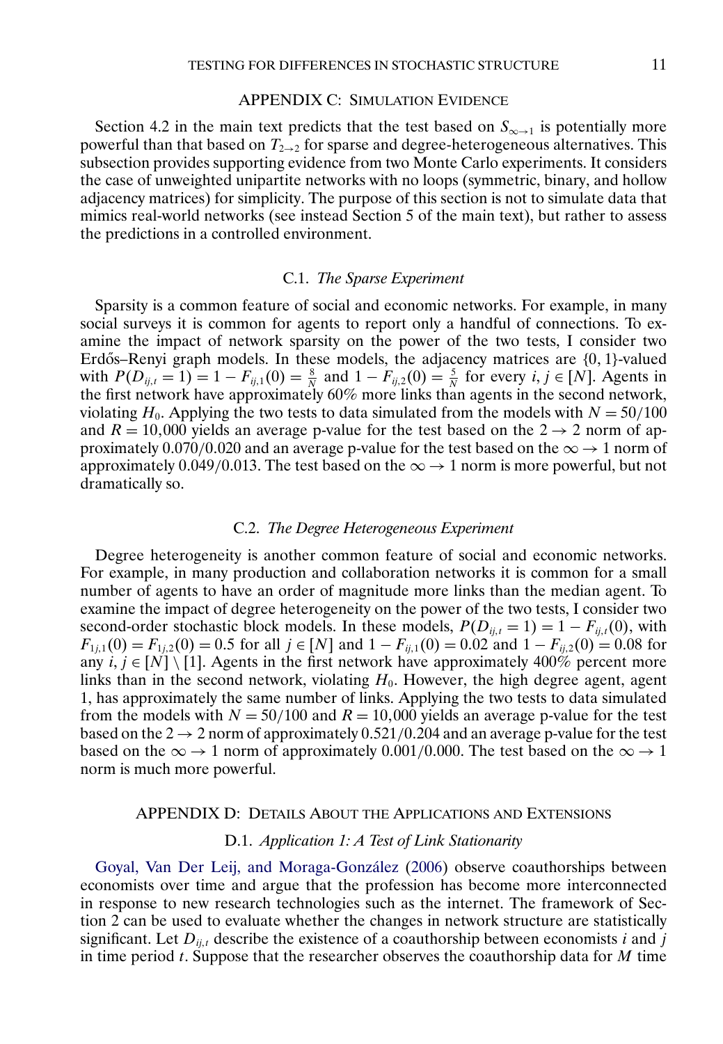## APPENDIX C: SIMULATION EVIDENCE

Section 4.2 in the main text predicts that the test based on $S_{\infty\to 1}$ is potentially more powerful than that based on $T_{2\to 2}$ for sparse and degree-heterogeneous alternatives. This subsection provides supporting evidence from two Monte Carlo experiments. It considers the case of unweighted unipartite networks with no loops (symmetric, binary, and hollow adjacency matrices) for simplicity. The purpose of this section is not to simulate data that mimics real-world networks (see instead Section 5 of the main text), but rather to assess the predictions in a controlled environment.

### C.1. *The Sparse Experiment*

Sparsity is a common feature of social and economic networks. For example, in many social surveys it is common for agents to report only a handful of connections. To examine the impact of network sparsity on the power of the two tests, I consider two Erdős–Renyi graph models. In these models, the adjacency matrices are $\{0, 1\}$-valued with $P(D_{ij,t} = 1) = 1 - F_{ij,1}(0) = \frac{8}{N}$ and $1 - F_{ij,2}(0) = \frac{5}{N}$ for every $i, j \in [N]$. Agents in the first network have approximately 60% more links than agents in the second network, violating $H_0$. Applying the two tests to data simulated from the models with $N = 50/100$ and $R = 10{,}000$ yields an average p-value for the test based on the $2 \to 2$ norm of approximately 0.070/0.020 and an average p-value for the test based on the $\infty \to 1$ norm of approximately 0.049/0.013. The test based on the $\infty \to 1$ norm is more powerful, but not dramatically so.

### C.2. *The Degree Heterogeneous Experiment*

Degree heterogeneity is another common feature of social and economic networks. For example, in many production and collaboration networks it is common for a small number of agents to have an order of magnitude more links than the median agent. To examine the impact of degree heterogeneity on the power of the two tests, I consider two second-order stochastic block models. In these models, $P(D_{ij,t} = 1) = 1 - F_{ij,t}(0)$, with $F_{1j,1}(0) = F_{1j,2}(0) = 0.5$ for all $j \in [N]$ and $1 - F_{ij,1}(0) = 0.02$ and $1 - F_{ij,2}(0) = 0.08$ for any $i, j \in [N] \setminus [1]$. Agents in the first network have approximately 400% percent more links than in the second network, violating $H_0$. However, the high degree agent, agent 1, has approximately the same number of links. Applying the two tests to data simulated from the models with $N = 50/100$ and $R = 10{,}000$ yields an average p-value for the test based on the $2 \to 2$ norm of approximately 0.521/0.204 and an average p-value for the test based on the $\infty \to 1$ norm of approximately 0.001/0.000. The test based on the $\infty \to 1$ norm is much more powerful.

## APPENDIX D: DETAILS ABOUT THE APPLICATIONS AND EXTENSIONS

### D.1. *Application 1: A Test of Link Stationarity*

Goyal, Van Der Leij, and Moraga-González (2006) observe coauthorships between economists over time and argue that the profession has become more interconnected in response to new research technologies such as the internet. The framework of Section 2 can be used to evaluate whether the changes in network structure are statistically significant. Let $D_{ij,t}$ describe the existence of a coauthorship between economists $i$ and $j$ in time period $t$. Suppose that the researcher observes the coauthorship data for $M$ time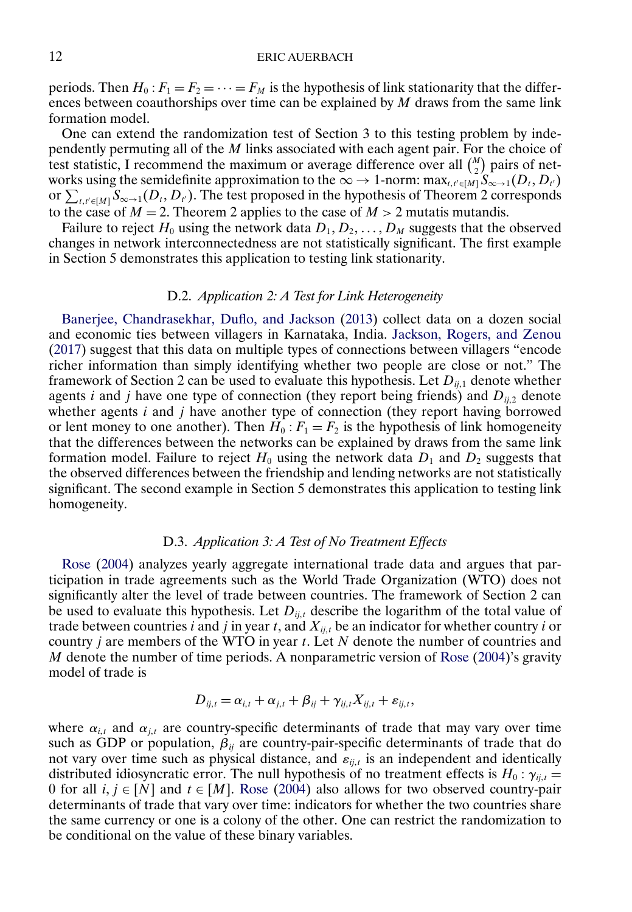periods. Then $H_0 : F_1 = F_2 = \cdots = F_M$ is the hypothesis of link stationarity that the differences between coauthorships over time can be explained by $M$ draws from the same link formation model.

One can extend the randomization test of Section 3 to this testing problem by independently permuting all of the $M$ links associated with each agent pair. For the choice of test statistic, I recommend the maximum or average difference over all $\binom{M}{2}$ pairs of networks using the semidefinite approximation to the $\infty \to 1$-norm: $\max_{t,t' \in [M]} S_{\infty \to 1}(D_t, D_{t'})$ or $\sum_{t,t' \in [M]} S_{\infty \to 1}(D_t, D_{t'})$. The test proposed in the hypothesis of Theorem 2 corresponds to the case of $M = 2$. Theorem 2 applies to the case of $M > 2$ mutatis mutandis.

Failure to reject $H_0$ using the network data $D_1, D_2, \ldots, D_M$ suggests that the observed changes in network interconnectedness are not statistically significant. The first example in Section 5 demonstrates this application to testing link stationarity.

### D.2. *Application 2: A Test for Link Heterogeneity*

Banerjee, Chandrasekhar, Duflo, and Jackson (2013) collect data on a dozen social and economic ties between villagers in Karnataka, India. Jackson, Rogers, and Zenou (2017) suggest that this data on multiple types of connections between villagers "encode richer information than simply identifying whether two people are close or not." The framework of Section 2 can be used to evaluate this hypothesis. Let $D_{ij,1}$ denote whether agents $i$ and $j$ have one type of connection (they report being friends) and $D_{ij,2}$ denote whether agents $i$ and $j$ have another type of connection (they report having borrowed or lent money to one another). Then $H_0 : F_1 = F_2$ is the hypothesis of link homogeneity that the differences between the networks can be explained by draws from the same link formation model. Failure to reject $H_0$ using the network data $D_1$ and $D_2$ suggests that the observed differences between the friendship and lending networks are not statistically significant. The second example in Section 5 demonstrates this application to testing link homogeneity.

### D.3. *Application 3: A Test of No Treatment Effects*

Rose (2004) analyzes yearly aggregate international trade data and argues that participation in trade agreements such as the World Trade Organization (WTO) does not significantly alter the level of trade between countries. The framework of Section 2 can be used to evaluate this hypothesis. Let $D_{ij,t}$ describe the logarithm of the total value of trade between countries $i$ and $j$ in year $t$, and $X_{ij,t}$ be an indicator for whether country $i$ or country $j$ are members of the WTO in year $t$. Let $N$ denote the number of countries and $M$ denote the number of time periods. A nonparametric version of Rose (2004)'s gravity model of trade is

$$D_{ij,t} = \alpha_{i,t} + \alpha_{j,t} + \beta_{ij} + \gamma_{ij,t} X_{ij,t} + \varepsilon_{ij,t},$$

where $\alpha_{i,t}$ and $\alpha_{j,t}$ are country-specific determinants of trade that may vary over time such as GDP or population, $\beta_{ij}$ are country-pair-specific determinants of trade that do not vary over time such as physical distance, and $\varepsilon_{ij,t}$ is an independent and identically distributed idiosyncratic error. The null hypothesis of no treatment effects is $H_0 : \gamma_{ij,t} = 0$ for all $i, j \in [N]$ and $t \in [M]$. Rose (2004) also allows for two observed country-pair determinants of trade that vary over time: indicators for whether the two countries share the same currency or one is a colony of the other. One can restrict the randomization to be conditional on the value of these binary variables.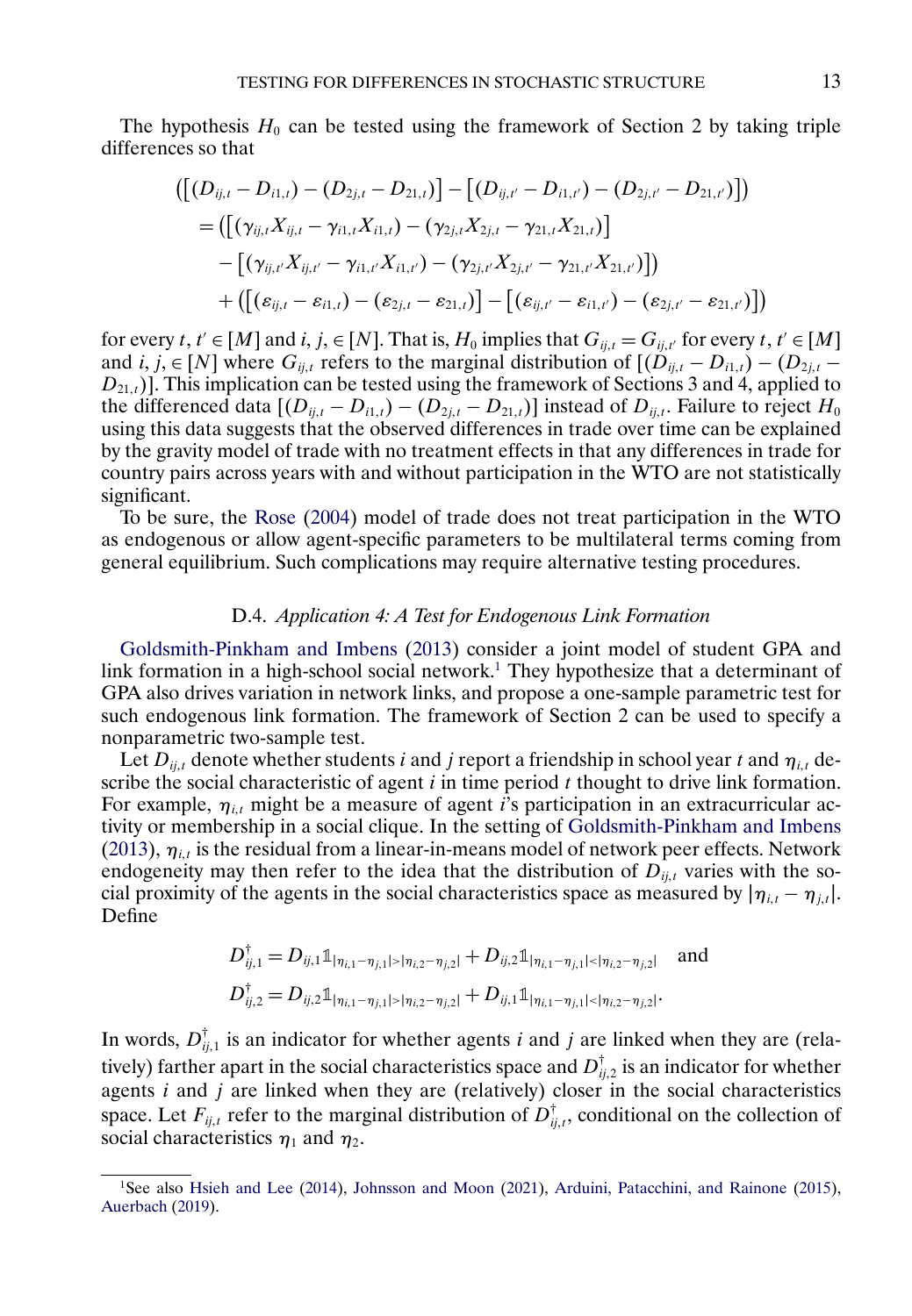The hypothesis $H_0$ can be tested using the framework of Section 2 by taking triple differences so that

$$
\begin{aligned}
&\left(\left[(D_{ij,t} - D_{i1,t}) - (D_{2j,t} - D_{21,t})\right] - \left[(D_{ij,t'} - D_{i1,t'}) - (D_{2j,t'} - D_{21,t'})\right]\right) \\
&= \left(\left[(\gamma_{ij,t}X_{ij,t} - \gamma_{i1,t}X_{i1,t}) - (\gamma_{2j,t}X_{2j,t} - \gamma_{21,t}X_{21,t})\right]\right. \\
&\quad \left. - \left[(\gamma_{ij,t'}X_{ij,t'} - \gamma_{i1,t'}X_{i1,t'}) - (\gamma_{2j,t'}X_{2j,t'} - \gamma_{21,t'}X_{21,t'})\right]\right) \\
&\quad + \left(\left[(\varepsilon_{ij,t} - \varepsilon_{i1,t}) - (\varepsilon_{2j,t} - \varepsilon_{21,t})\right] - \left[(\varepsilon_{ij,t'} - \varepsilon_{i1,t'}) - (\varepsilon_{2j,t'} - \varepsilon_{21,t'})\right]\right)
\end{aligned}
$$

for every $t, t' \in [M]$ and $i, j, \in [N]$. That is, $H_0$ implies that $G_{ij,t} = G_{ij,t'}$ for every $t, t' \in [M]$ and $i, j, \in [N]$ where $G_{ij,t}$ refers to the marginal distribution of $[(D_{ij,t} - D_{i1,t}) - (D_{2j,t} - D_{21,t})]$. This implication can be tested using the framework of Sections 3 and 4, applied to the differenced data $[(D_{ij,t} - D_{i1,t}) - (D_{2j,t} - D_{21,t})]$ instead of $D_{ij,t}$. Failure to reject $H_0$ using this data suggests that the observed differences in trade over time can be explained by the gravity model of trade with no treatment effects in that any differences in trade for country pairs across years with and without participation in the WTO are not statistically significant.

To be sure, the Rose (2004) model of trade does not treat participation in the WTO as endogenous or allow agent-specific parameters to be multilateral terms coming from general equilibrium. Such complications may require alternative testing procedures.

### D.4. *Application 4: A Test for Endogenous Link Formation*

Goldsmith-Pinkham and Imbens (2013) consider a joint model of student GPA and link formation in a high-school social network.[1] They hypothesize that a determinant of GPA also drives variation in network links, and propose a one-sample parametric test for such endogenous link formation. The framework of Section 2 can be used to specify a nonparametric two-sample test.

Let $D_{ij,t}$ denote whether students $i$ and $j$ report a friendship in school year $t$ and $\eta_{i,t}$ describe the social characteristic of agent $i$ in time period $t$ thought to drive link formation. For example, $\eta_{i,t}$ might be a measure of agent $i$'s participation in an extracurricular activity or membership in a social clique. In the setting of Goldsmith-Pinkham and Imbens (2013), $\eta_{i,t}$ is the residual from a linear-in-means model of network peer effects. Network endogeneity may then refer to the idea that the distribution of $D_{ij,t}$ varies with the social proximity of the agents in the social characteristics space as measured by $|\eta_{i,t} - \eta_{j,t}|$. Define

$$
D^{\dagger}_{ij,1} = D_{ij,1}\mathbb{1}_{|\eta_{i,1}-\eta_{j,1}|>|\eta_{i,2}-\eta_{j,2}|} + D_{ij,2}\mathbb{1}_{|\eta_{i,1}-\eta_{j,1}|<|\eta_{i,2}-\eta_{j,2}|} \quad \text{and}
$$

$$
D^{\dagger}_{ij,2} = D_{ij,2}\mathbb{1}_{|\eta_{i,1}-\eta_{j,1}|>|\eta_{i,2}-\eta_{j,2}|} + D_{ij,1}\mathbb{1}_{|\eta_{i,1}-\eta_{j,1}|<|\eta_{i,2}-\eta_{j,2}|}.
$$

In words, $D^{\dagger}_{ij,1}$ is an indicator for whether agents $i$ and $j$ are linked when they are (relatively) farther apart in the social characteristics space and $D^{\dagger}_{ij,2}$ is an indicator for whether agents $i$ and $j$ are linked when they are (relatively) closer in the social characteristics space. Let $F_{ij,t}$ refer to the marginal distribution of $D^{\dagger}_{ij,t}$, conditional on the collection of social characteristics $\eta_1$ and $\eta_2$.

[1] See also Hsieh and Lee (2014), Johnsson and Moon (2021), Arduini, Patacchini, and Rainone (2015), Auerbach (2019).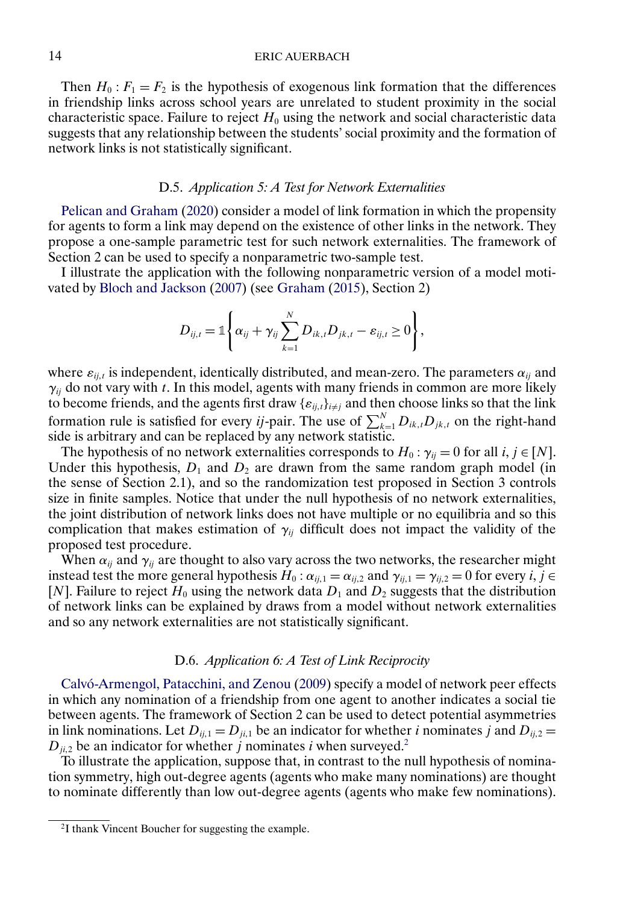Then $H_0 : F_1 = F_2$ is the hypothesis of exogenous link formation that the differences in friendship links across school years are unrelated to student proximity in the social characteristic space. Failure to reject $H_0$ using the network and social characteristic data suggests that any relationship between the students' social proximity and the formation of network links is not statistically significant.

### D.5. *Application 5: A Test for Network Externalities*

Pelican and Graham (2020) consider a model of link formation in which the propensity for agents to form a link may depend on the existence of other links in the network. They propose a one-sample parametric test for such network externalities. The framework of Section 2 can be used to specify a nonparametric two-sample test.

I illustrate the application with the following nonparametric version of a model motivated by Bloch and Jackson (2007) (see Graham (2015), Section 2)

$$D_{ij,t} = \mathbb{1}\left\{ \alpha_{ij} + \gamma_{ij} \sum_{k=1}^{N} D_{ik,t} D_{jk,t} - \varepsilon_{ij,t} \geq 0 \right\},$$

where $\varepsilon_{ij,t}$ is independent, identically distributed, and mean-zero. The parameters $\alpha_{ij}$ and $\gamma_{ij}$ do not vary with $t$. In this model, agents with many friends in common are more likely to become friends, and the agents first draw $\{\varepsilon_{ij,t}\}_{i \neq j}$ and then choose links so that the link formation rule is satisfied for every $ij$-pair. The use of $\sum_{k=1}^{N} D_{ik,t} D_{jk,t}$ on the right-hand side is arbitrary and can be replaced by any network statistic.

The hypothesis of no network externalities corresponds to $H_0 : \gamma_{ij} = 0$ for all $i, j \in [N]$. Under this hypothesis, $D_1$ and $D_2$ are drawn from the same random graph model (in the sense of Section 2.1), and so the randomization test proposed in Section 3 controls size in finite samples. Notice that under the null hypothesis of no network externalities, the joint distribution of network links does not have multiple or no equilibria and so this complication that makes estimation of $\gamma_{ij}$ difficult does not impact the validity of the proposed test procedure.

When $\alpha_{ij}$ and $\gamma_{ij}$ are thought to also vary across the two networks, the researcher might instead test the more general hypothesis $H_0 : \alpha_{ij,1} = \alpha_{ij,2}$ and $\gamma_{ij,1} = \gamma_{ij,2} = 0$ for every $i, j \in [N]$. Failure to reject $H_0$ using the network data $D_1$ and $D_2$ suggests that the distribution of network links can be explained by draws from a model without network externalities and so any network externalities are not statistically significant.

### D.6. *Application 6: A Test of Link Reciprocity*

Calvó-Armengol, Patacchini, and Zenou (2009) specify a model of network peer effects in which any nomination of a friendship from one agent to another indicates a social tie between agents. The framework of Section 2 can be used to detect potential asymmetries in link nominations. Let $D_{ij,1} = D_{ji,1}$ be an indicator for whether $i$ nominates $j$ and $D_{ij,2} = D_{ji,2}$ be an indicator for whether $j$ nominates $i$ when surveyed.[2]

To illustrate the application, suppose that, in contrast to the null hypothesis of nomination symmetry, high out-degree agents (agents who make many nominations) are thought to nominate differently than low out-degree agents (agents who make few nominations).

[2] I thank Vincent Boucher for suggesting the example.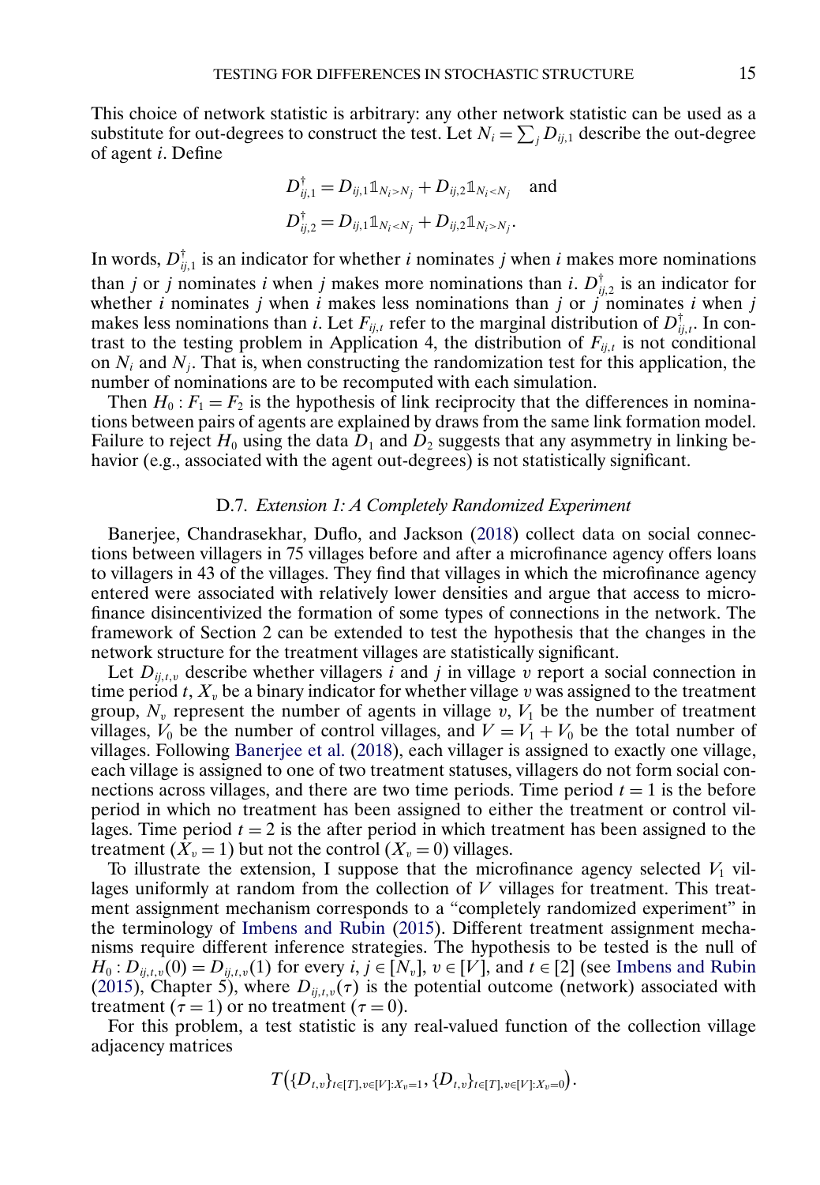This choice of network statistic is arbitrary: any other network statistic can be used as a substitute for out-degrees to construct the test. Let $N_i = \sum_j D_{ij,1}$ describe the out-degree of agent $i$. Define

$$D^{\dagger}_{ij,1} = D_{ij,1}\mathbb{1}_{N_i > N_j} + D_{ij,2}\mathbb{1}_{N_i < N_j} \quad \text{and}$$
$$D^{\dagger}_{ij,2} = D_{ij,1}\mathbb{1}_{N_i < N_j} + D_{ij,2}\mathbb{1}_{N_i > N_j}.$$

In words, $D^{\dagger}_{ij,1}$ is an indicator for whether $i$ nominates $j$ when $i$ makes more nominations than $j$ or $j$ nominates $i$ when $j$ makes more nominations than $i$. $D^{\dagger}_{ij,2}$ is an indicator for whether $i$ nominates $j$ when $i$ makes less nominations than $j$ or $j$ nominates $i$ when $j$ makes less nominations than $i$. Let $F_{ij,t}$ refer to the marginal distribution of $D^{\dagger}_{ij,t}$. In contrast to the testing problem in Application 4, the distribution of $F_{ij,t}$ is not conditional on $N_i$ and $N_j$. That is, when constructing the randomization test for this application, the number of nominations are to be recomputed with each simulation.

Then $H_0 : F_1 = F_2$ is the hypothesis of link reciprocity that the differences in nominations between pairs of agents are explained by draws from the same link formation model. Failure to reject $H_0$ using the data $D_1$ and $D_2$ suggests that any asymmetry in linking behavior (e.g., associated with the agent out-degrees) is not statistically significant.

### D.7. *Extension 1: A Completely Randomized Experiment*

Banerjee, Chandrasekhar, Duflo, and Jackson (2018) collect data on social connections between villagers in 75 villages before and after a microfinance agency offers loans to villagers in 43 of the villages. They find that villages in which the microfinance agency entered were associated with relatively lower densities and argue that access to microfinance disincentivized the formation of some types of connections in the network. The framework of Section 2 can be extended to test the hypothesis that the changes in the network structure for the treatment villages are statistically significant.

Let $D_{ij,t,v}$ describe whether villagers $i$ and $j$ in village $v$ report a social connection in time period $t$, $X_v$ be a binary indicator for whether village $v$ was assigned to the treatment group, $N_v$ represent the number of agents in village $v$, $V_1$ be the number of treatment villages, $V_0$ be the number of control villages, and $V = V_1 + V_0$ be the total number of villages. Following Banerjee et al. (2018), each villager is assigned to exactly one village, each village is assigned to one of two treatment statuses, villagers do not form social connections across villages, and there are two time periods. Time period $t = 1$ is the before period in which no treatment has been assigned to either the treatment or control villages. Time period $t = 2$ is the after period in which treatment has been assigned to the treatment ($X_v = 1$) but not the control ($X_v = 0$) villages.

To illustrate the extension, I suppose that the microfinance agency selected $V_1$ villages uniformly at random from the collection of $V$ villages for treatment. This treatment assignment mechanism corresponds to a "completely randomized experiment" in the terminology of Imbens and Rubin (2015). Different treatment assignment mechanisms require different inference strategies. The hypothesis to be tested is the null of $H_0 : D_{ij,t,v}(0) = D_{ij,t,v}(1)$ for every $i, j \in [N_v]$, $v \in [V]$, and $t \in [2]$ (see Imbens and Rubin (2015), Chapter 5), where $D_{ij,t,v}(\tau)$ is the potential outcome (network) associated with treatment ($\tau = 1$) or no treatment ($\tau = 0$).

For this problem, a test statistic is any real-valued function of the collection village adjacency matrices

$$T\big(\{D_{t,v}\}_{t\in[T],v\in[V]:X_v=1}, \{D_{t,v}\}_{t\in[T],v\in[V]:X_v=0}\big).$$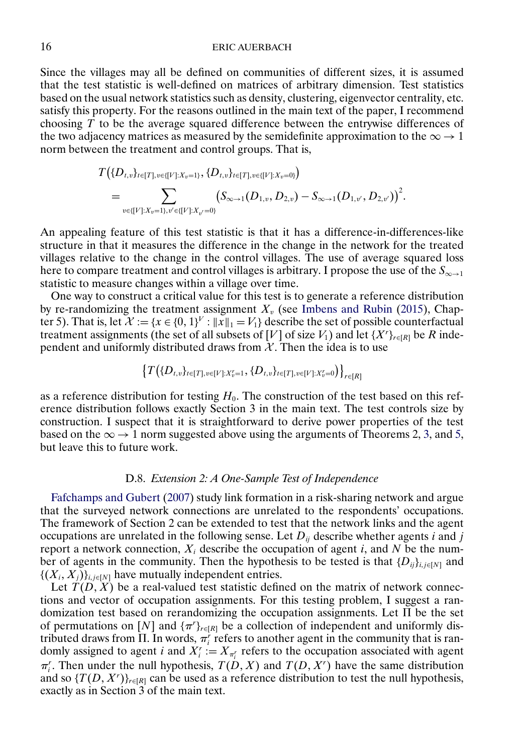Since the villages may all be defined on communities of different sizes, it is assumed that the test statistic is well-defined on matrices of arbitrary dimension. Test statistics based on the usual network statistics such as density, clustering, eigenvector centrality, etc. satisfy this property. For the reasons outlined in the main text of the paper, I recommend choosing $T$ to be the average squared difference between the entrywise differences of the two adjacency matrices as measured by the semidefinite approximation to the $\infty \to 1$ norm between the treatment and control groups. That is,

$$T\big(\{D_{t,v}\}_{t\in[T],v\in\{[V]:X_v=1\}}, \{D_{t,v}\}_{t\in[T],v\in\{[V]:X_v=0\}}\big) = \sum_{v\in\{[V]:X_v=1\},v'\in\{[V]:X_{v'}=0\}} \big(S_{\infty\to 1}(D_{1,v}, D_{2,v}) - S_{\infty\to 1}(D_{1,v'}, D_{2,v'})\big)^2.$$

An appealing feature of this test statistic is that it has a difference-in-differences-like structure in that it measures the difference in the change in the network for the treated villages relative to the change in the control villages. The use of average squared loss here to compare treatment and control villages is arbitrary. I propose the use of the $S_{\infty\to 1}$ statistic to measure changes within a village over time.

One way to construct a critical value for this test is to generate a reference distribution by re-randomizing the treatment assignment $X_v$ (see Imbens and Rubin (2015), Chapter 5). That is, let $\mathcal{X} := \{x \in \{0, 1\}^V : \|x\|_1 = V_1\}$ describe the set of possible counterfactual treatment assignments (the set of all subsets of $[V]$ of size $V_1$) and let $\{X^r\}_{r\in[R]}$ be $R$ independent and uniformly distributed draws from $\mathcal{X}$. Then the idea is to use

$$\big\{T\big(\{D_{t,v}\}_{t\in[T],v\in[V]:X^r_v=1}, \{D_{t,v}\}_{t\in[T],v\in[V]:X^r_v=0}\big)\big\}_{r\in[R]}$$

as a reference distribution for testing $H_0$. The construction of the test based on this reference distribution follows exactly Section 3 in the main text. The test controls size by construction. I suspect that it is straightforward to derive power properties of the test based on the $\infty \to 1$ norm suggested above using the arguments of Theorems 2, 3, and 5, but leave this to future work.

### D.8. *Extension 2: A One-Sample Test of Independence*

Fafchamps and Gubert (2007) study link formation in a risk-sharing network and argue that the surveyed network connections are unrelated to the respondents' occupations. The framework of Section 2 can be extended to test that the network links and the agent occupations are unrelated in the following sense. Let $D_{ij}$ describe whether agents $i$ and $j$ report a network connection, $X_i$ describe the occupation of agent $i$, and $N$ be the number of agents in the community. Then the hypothesis to be tested is that $\{D_{ij}\}_{i,j\in[N]}$ and $\{(X_i, X_j)\}_{i,j\in[N]}$ have mutually independent entries.

Let $T(D, X)$ be a real-valued test statistic defined on the matrix of network connections and vector of occupation assignments. For this testing problem, I suggest a randomization test based on rerandomizing the occupation assignments. Let $\Pi$ be the set of permutations on $[N]$ and $\{\pi^r\}_{r\in[R]}$ be a collection of independent and uniformly distributed draws from $\Pi$. In words, $\pi^r_i$ refers to another agent in the community that is randomly assigned to agent $i$ and $X^r_i := X_{\pi^r_i}$ refers to the occupation associated with agent $\pi^r_i$. Then under the null hypothesis, $T(D, X)$ and $T(D, X^r)$ have the same distribution and so $\{T(D, X^r)\}_{r\in[R]}$ can be used as a reference distribution to test the null hypothesis, exactly as in Section 3 of the main text.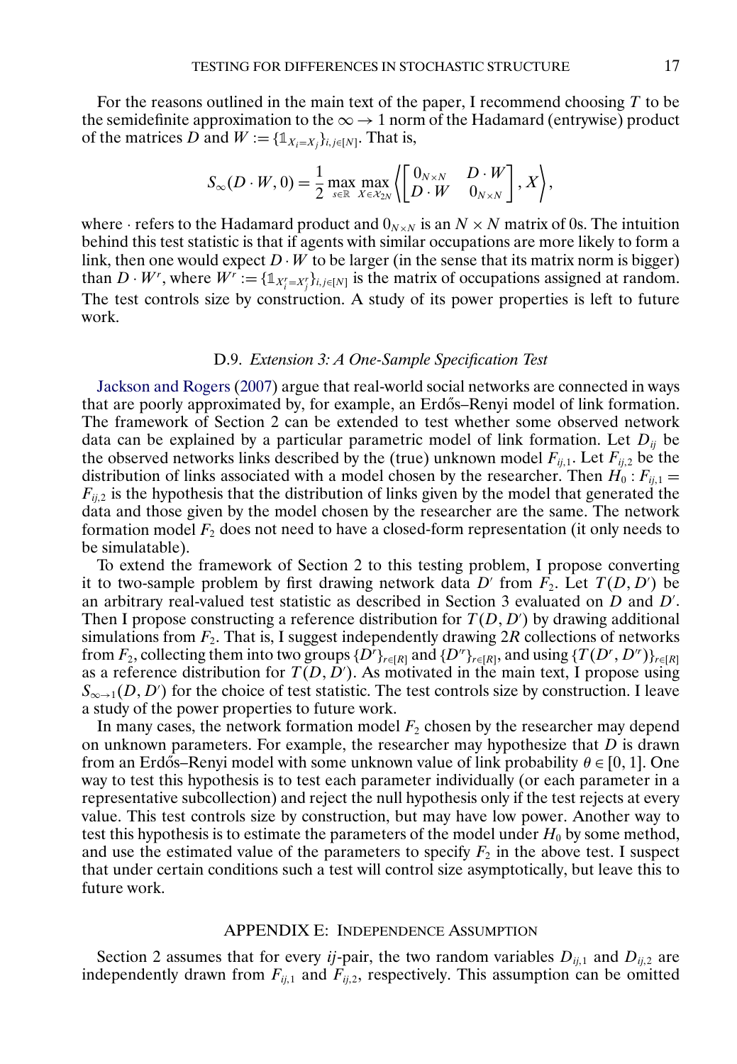For the reasons outlined in the main text of the paper, I recommend choosing $T$ to be the semidefinite approximation to the $\infty \to 1$ norm of the Hadamard (entrywise) product of the matrices $D$ and $W := \{\mathbb{1}_{X_i = X_j}\}_{i,j\in[N]}$. That is,

$$S_\infty(D \cdot W, 0) = \frac{1}{2} \max_{s\in\mathbb{R}} \max_{X\in\mathcal{X}_{2N}} \left\langle \begin{bmatrix} 0_{N\times N} & D\cdot W \\ D\cdot W & 0_{N\times N} \end{bmatrix}, X \right\rangle,$$

where $\cdot$ refers to the Hadamard product and $0_{N\times N}$ is an $N \times N$ matrix of 0s. The intuition behind this test statistic is that if agents with similar occupations are more likely to form a link, then one would expect $D \cdot W$ to be larger (in the sense that its matrix norm is bigger) than $D \cdot W^r$, where $W^r := \{\mathbb{1}_{X_i^r = X_j^r}\}_{i,j\in[N]}$ is the matrix of occupations assigned at random. The test controls size by construction. A study of its power properties is left to future work.

### D.9. *Extension 3: A One-Sample Specification Test*

Jackson and Rogers (2007) argue that real-world social networks are connected in ways that are poorly approximated by, for example, an Erdős–Renyi model of link formation. The framework of Section 2 can be extended to test whether some observed network data can be explained by a particular parametric model of link formation. Let $D_{ij}$ be the observed networks links described by the (true) unknown model $F_{ij,1}$. Let $F_{ij,2}$ be the distribution of links associated with a model chosen by the researcher. Then $H_0 : F_{ij,1} = F_{ij,2}$ is the hypothesis that the distribution of links given by the model that generated the data and those given by the model chosen by the researcher are the same. The network formation model $F_2$ does not need to have a closed-form representation (it only needs to be simulatable).

To extend the framework of Section 2 to this testing problem, I propose converting it to two-sample problem by first drawing network data $D'$ from $F_2$. Let $T(D, D')$ be an arbitrary real-valued test statistic as described in Section 3 evaluated on $D$ and $D'$. Then I propose constructing a reference distribution for $T(D, D')$ by drawing additional simulations from $F_2$. That is, I suggest independently drawing $2R$ collections of networks from $F_2$, collecting them into two groups $\{D^r\}_{r\in[R]}$ and $\{D''\}_{r\in[R]}$, and using $\{T(D^r, D''^r)\}_{r\in[R]}$ as a reference distribution for $T(D, D')$. As motivated in the main text, I propose using $S_{\infty\to1}(D, D')$ for the choice of test statistic. The test controls size by construction. I leave a study of the power properties to future work.

In many cases, the network formation model $F_2$ chosen by the researcher may depend on unknown parameters. For example, the researcher may hypothesize that $D$ is drawn from an Erdős–Renyi model with some unknown value of link probability $\theta \in [0, 1]$. One way to test this hypothesis is to test each parameter individually (or each parameter in a representative subcollection) and reject the null hypothesis only if the test rejects at every value. This test controls size by construction, but may have low power. Another way to test this hypothesis is to estimate the parameters of the model under $H_0$ by some method, and use the estimated value of the parameters to specify $F_2$ in the above test. I suspect that under certain conditions such a test will control size asymptotically, but leave this to future work.

## APPENDIX E: INDEPENDENCE ASSUMPTION

Section 2 assumes that for every $ij$-pair, the two random variables $D_{ij,1}$ and $D_{ij,2}$ are independently drawn from $F_{ij,1}$ and $F_{ij,2}$, respectively. This assumption can be omitted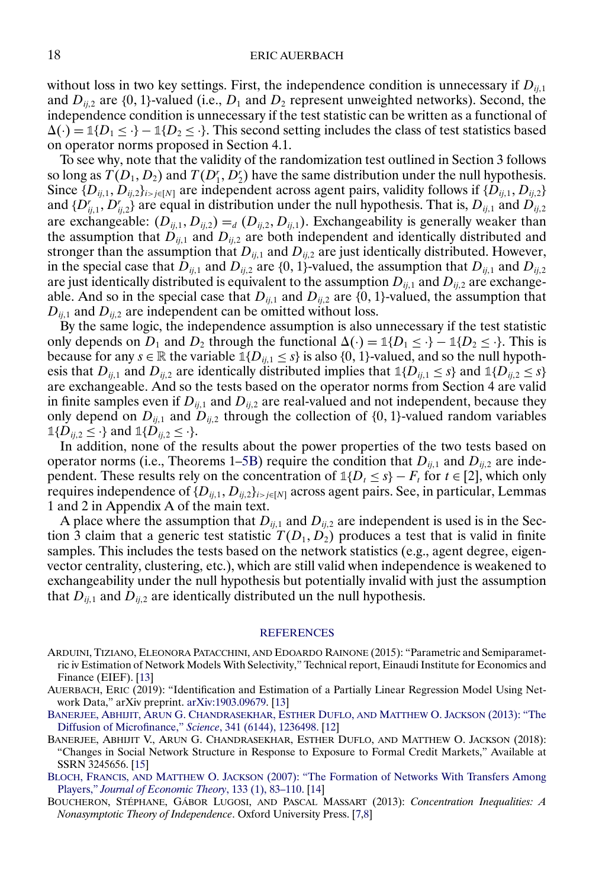without loss in two key settings. First, the independence condition is unnecessary if $D_{ij,1}$ and $D_{ij,2}$ are $\{0, 1\}$-valued (i.e., $D_1$ and $D_2$ represent unweighted networks). Second, the independence condition is unnecessary if the test statistic can be written as a functional of $\Delta(\cdot) = \mathbb{1}\{D_1 \leq \cdot\} - \mathbb{1}\{D_2 \leq \cdot\}$. This second setting includes the class of test statistics based on operator norms proposed in Section 4.1.

To see why, note that the validity of the randomization test outlined in Section 3 follows so long as $T(D_1, D_2)$ and $T(D_1^r, D_2^r)$ have the same distribution under the null hypothesis. Since $\{D_{ij,1}, D_{ij,2}\}_{i>j\in[N]}$ are independent across agent pairs, validity follows if $\{D_{ij,1}, D_{ij,2}\}$ and $\{D_{ij,1}^r, D_{ij,2}^r\}$ are equal in distribution under the null hypothesis. That is, $D_{ij,1}$ and $D_{ij,2}$ are exchangeable: $(D_{ij,1}, D_{ij,2}) =_d (D_{ij,2}, D_{ij,1})$. Exchangeability is generally weaker than the assumption that $D_{ij,1}$ and $D_{ij,2}$ are both independent and identically distributed and stronger than the assumption that $D_{ij,1}$ and $D_{ij,2}$ are just identically distributed. However, in the special case that $D_{ij,1}$ and $D_{ij,2}$ are $\{0, 1\}$-valued, the assumption that $D_{ij,1}$ and $D_{ij,2}$ are just identically distributed is equivalent to the assumption $D_{ij,1}$ and $D_{ij,2}$ are exchangeable. And so in the special case that $D_{ij,1}$ and $D_{ij,2}$ are $\{0, 1\}$-valued, the assumption that $D_{ij,1}$ and $D_{ij,2}$ are independent can be omitted without loss.

By the same logic, the independence assumption is also unnecessary if the test statistic only depends on $D_1$ and $D_2$ through the functional $\Delta(\cdot) = \mathbb{1}\{D_1 \leq \cdot\} - \mathbb{1}\{D_2 \leq \cdot\}$. This is because for any $s \in \mathbb{R}$ the variable $\mathbb{1}\{D_{ij,1} \leq s\}$ is also $\{0, 1\}$-valued, and so the null hypothesis that $D_{ij,1}$ and $D_{ij,2}$ are identically distributed implies that $\mathbb{1}\{D_{ij,1} \leq s\}$ and $\mathbb{1}\{D_{ij,2} \leq s\}$ are exchangeable. And so the tests based on the operator norms from Section 4 are valid in finite samples even if $D_{ij,1}$ and $D_{ij,2}$ are real-valued and not independent, because they only depend on $D_{ij,1}$ and $D_{ij,2}$ through the collection of $\{0, 1\}$-valued random variables $\mathbb{1}\{D_{ij,2} \leq \cdot\}$ and $\mathbb{1}\{D_{ij,2} \leq \cdot\}$.

In addition, none of the results about the power properties of the two tests based on operator norms (i.e., Theorems 1–5B) require the condition that $D_{ij,1}$ and $D_{ij,2}$ are independent. These results rely on the concentration of $\mathbb{1}\{D_t \leq s\} - F_t$ for $t \in [2]$, which only requires independence of $\{D_{ij,1}, D_{ij,2}\}_{i>j\in[N]}$ across agent pairs. See, in particular, Lemmas 1 and 2 in Appendix A of the main text.

A place where the assumption that $D_{ij,1}$ and $D_{ij,2}$ are independent is used is in the Section 3 claim that a generic test statistic $T(D_1, D_2)$ produces a test that is valid in finite samples. This includes the tests based on the network statistics (e.g., agent degree, eigenvector centrality, clustering, etc.), which are still valid when independence is weakened to exchangeability under the null hypothesis but potentially invalid with just the assumption that $D_{ij,1}$ and $D_{ij,2}$ are identically distributed un the null hypothesis.

## REFERENCES

ARDUINI, TIZIANO, ELEONORA PATACCHINI, AND EDOARDO RAINONE (2015): "Parametric and Semiparametric iv Estimation of Network Models With Selectivity," Technical report, Einaudi Institute for Economics and Finance (EIEF). [13]

AUERBACH, ERIC (2019): "Identification and Estimation of a Partially Linear Regression Model Using Network Data," arXiv preprint. arXiv:1903.09679. [13]

BANERJEE, ABHIJIT, ARUN G. CHANDRASEKHAR, ESTHER DUFLO, AND MATTHEW O. JACKSON (2013): "The Diffusion of Microfinance," *Science*, 341 (6144), 1236498. [12]

BANERJEE, ABHIJIT V., ARUN G. CHANDRASEKHAR, ESTHER DUFLO, AND MATTHEW O. JACKSON (2018): "Changes in Social Network Structure in Response to Exposure to Formal Credit Markets," Available at SSRN 3245656. [15]

BLOCH, FRANCIS, AND MATTHEW O. JACKSON (2007): "The Formation of Networks With Transfers Among Players," *Journal of Economic Theory*, 133 (1), 83–110. [14]

BOUCHERON, STÉPHANE, GÁBOR LUGOSI, AND PASCAL MASSART (2013): *Concentration Inequalities: A Nonasymptotic Theory of Independence*. Oxford University Press. [7,8]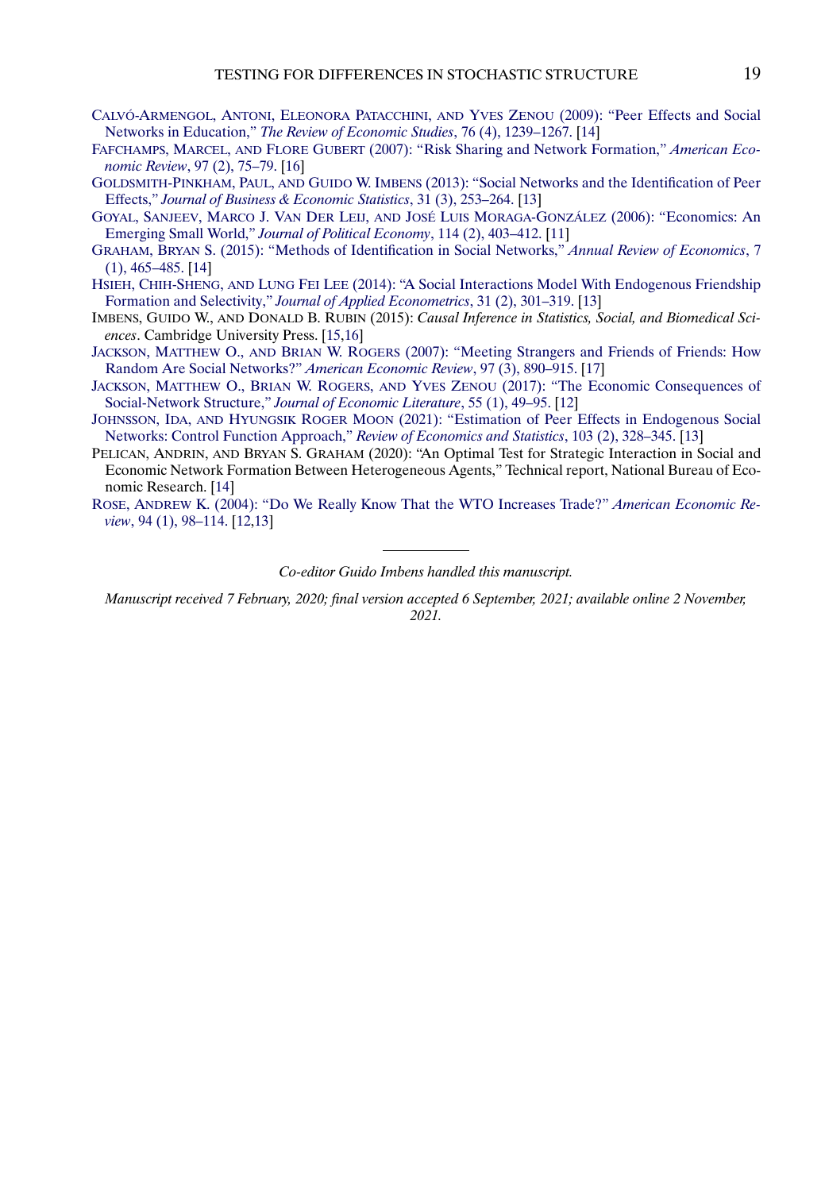CALVÓ-ARMENGOL, ANTONI, ELEONORA PATACCHINI, AND YVES ZENOU (2009): "Peer Effects and Social Networks in Education," *The Review of Economic Studies*, 76 (4), 1239–1267. [14]

FAFCHAMPS, MARCEL, AND FLORE GUBERT (2007): "Risk Sharing and Network Formation," *American Economic Review*, 97 (2), 75–79. [16]

GOLDSMITH-PINKHAM, PAUL, AND GUIDO W. IMBENS (2013): "Social Networks and the Identification of Peer Effects," *Journal of Business & Economic Statistics*, 31 (3), 253–264. [13]

GOYAL, SANJEEV, MARCO J. VAN DER LEIJ, AND JOSÉ LUIS MORAGA-GONZÁLEZ (2006): "Economics: An Emerging Small World," *Journal of Political Economy*, 114 (2), 403–412. [11]

GRAHAM, BRYAN S. (2015): "Methods of Identification in Social Networks," *Annual Review of Economics*, 7 (1), 465–485. [14]

HSIEH, CHIH-SHENG, AND LUNG FEI LEE (2014): "A Social Interactions Model With Endogenous Friendship Formation and Selectivity," *Journal of Applied Econometrics*, 31 (2), 301–319. [13]

IMBENS, GUIDO W., AND DONALD B. RUBIN (2015): *Causal Inference in Statistics, Social, and Biomedical Sciences*. Cambridge University Press. [15,16]

JACKSON, MATTHEW O., AND BRIAN W. ROGERS (2007): "Meeting Strangers and Friends of Friends: How Random Are Social Networks?" *American Economic Review*, 97 (3), 890–915. [17]

JACKSON, MATTHEW O., BRIAN W. ROGERS, AND YVES ZENOU (2017): "The Economic Consequences of Social-Network Structure," *Journal of Economic Literature*, 55 (1), 49–95. [12]

JOHNSSON, IDA, AND HYUNGSIK ROGER MOON (2021): "Estimation of Peer Effects in Endogenous Social Networks: Control Function Approach," *Review of Economics and Statistics*, 103 (2), 328–345. [13]

PELICAN, ANDRIN, AND BRYAN S. GRAHAM (2020): "An Optimal Test for Strategic Interaction in Social and Economic Network Formation Between Heterogeneous Agents," Technical report, National Bureau of Economic Research. [14]

ROSE, ANDREW K. (2004): "Do We Really Know That the WTO Increases Trade?" *American Economic Review*, 94 (1), 98–114. [12,13]

---

*Co-editor Guido Imbens handled this manuscript.*

*Manuscript received 7 February, 2020; final version accepted 6 September, 2021; available online 2 November, 2021.*